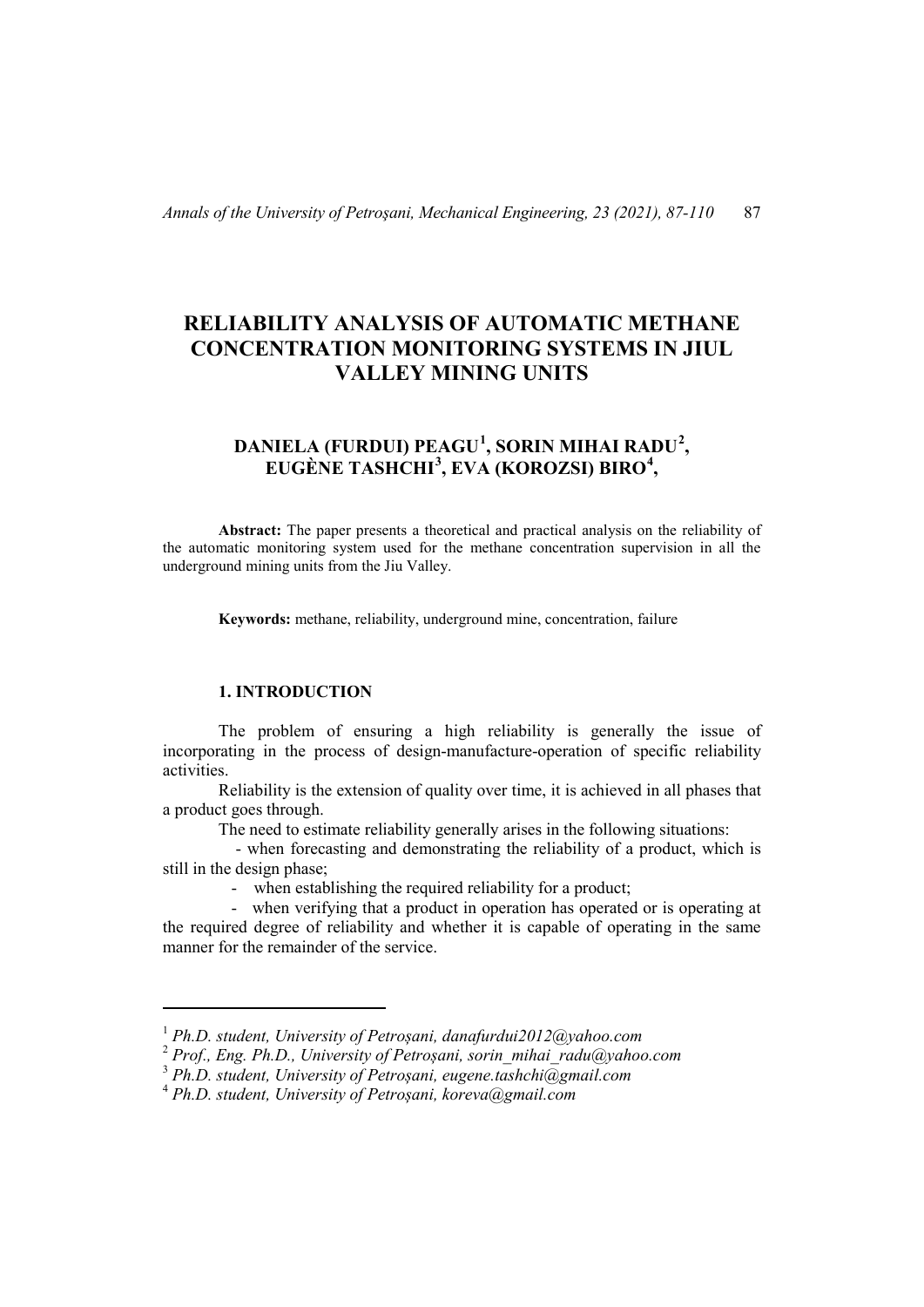# RELIABILITY ANALYSIS OF AUTOMATIC METHANE CONCENTRATION MONITORING SYSTEMS IN JIUL VALLEY MINING UNITS

## DANIELA (FURDUI) PEAGU[1], SORIN MIHAI RADU[2], EUGÈNE TASHCHI[3], EVA (KOROZSI) BIRO[4],

**Abstract:** The paper presents a theoretical and practical analysis on the reliability of the automatic monitoring system used for the methane concentration supervision in all the underground mining units from the Jiu Valley.

**Keywords:** methane, reliability, underground mine, concentration, failure

### 1. INTRODUCTION

The problem of ensuring a high reliability is generally the issue of incorporating in the process of design-manufacture-operation of specific reliability activities.

Reliability is the extension of quality over time, it is achieved in all phases that a product goes through.

The need to estimate reliability generally arises in the following situations:

- when forecasting and demonstrating the reliability of a product, which is still in the design phase;
- when establishing the required reliability for a product;
- when verifying that a product in operation has operated or is operating at the required degree of reliability and whether it is capable of operating in the same manner for the remainder of the service.

---

[1] *Ph.D. student, University of Petroșani, danafurdui2012@yahoo.com*
[2] *Prof., Eng. Ph.D., University of Petroșani, sorin_mihai_radu@yahoo.com*
[3] *Ph.D. student, University of Petroșani, eugene.tashchi@gmail.com*
[4] *Ph.D. student, University of Petroșani, koreva@gmail.com*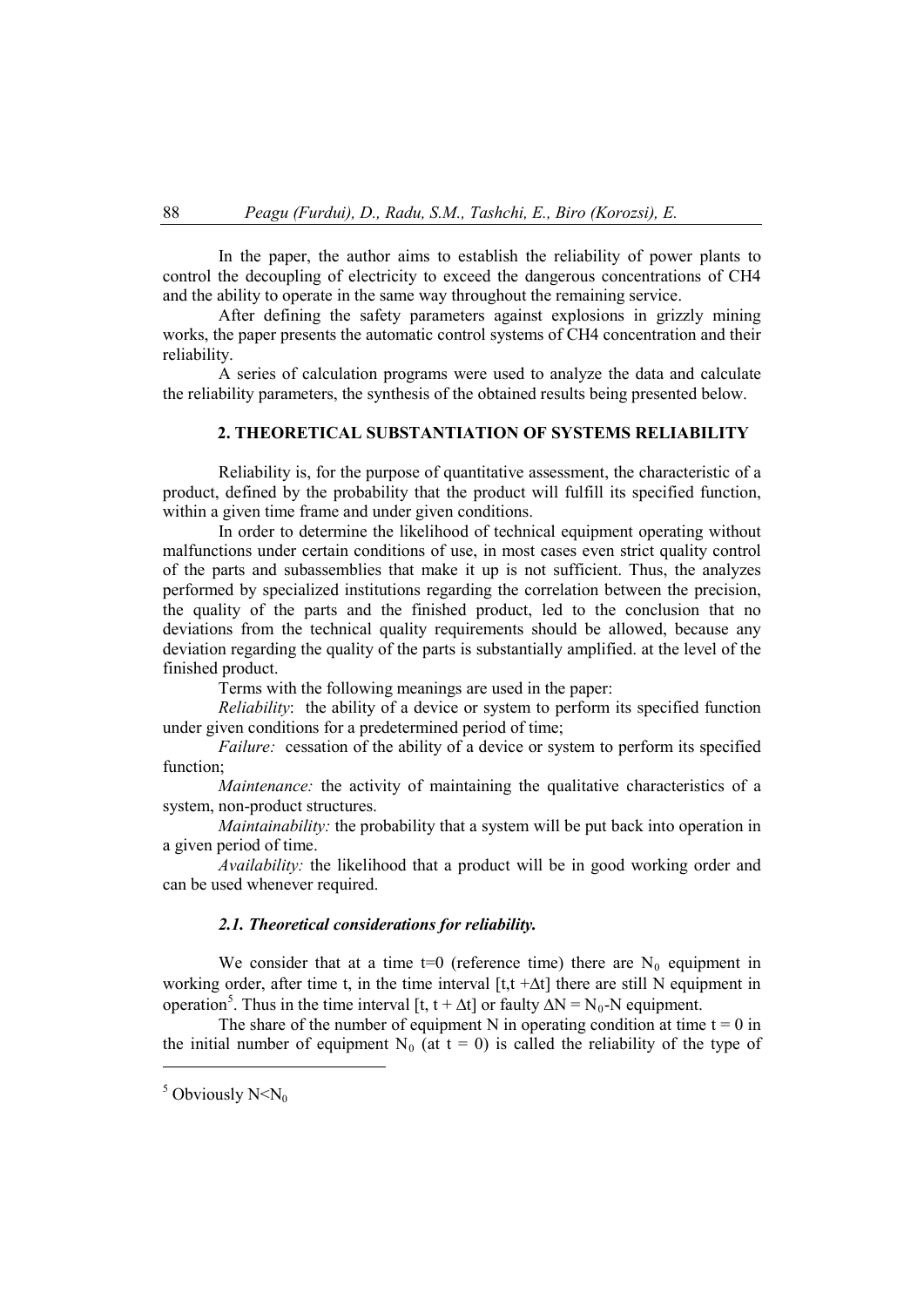In the paper, the author aims to establish the reliability of power plants to control the decoupling of electricity to exceed the dangerous concentrations of $CH_4$ and the ability to operate in the same way throughout the remaining service.

After defining the safety parameters against explosions in grizzly mining works, the paper presents the automatic control systems of $CH_4$ concentration and their reliability.

A series of calculation programs were used to analyze the data and calculate the reliability parameters, the synthesis of the obtained results being presented below.

## 2. THEORETICAL SUBSTANTIATION OF SYSTEMS RELIABILITY

Reliability is, for the purpose of quantitative assessment, the characteristic of a product, defined by the probability that the product will fulfill its specified function, within a given time frame and under given conditions.

In order to determine the likelihood of technical equipment operating without malfunctions under certain conditions of use, in most cases even strict quality control of the parts and subassemblies that make it up is not sufficient. Thus, the analyzes performed by specialized institutions regarding the correlation between the precision, the quality of the parts and the finished product, led to the conclusion that no deviations from the technical quality requirements should be allowed, because any deviation regarding the quality of the parts is substantially amplified. at the level of the finished product.

Terms with the following meanings are used in the paper:

*Reliability*: the ability of a device or system to perform its specified function under given conditions for a predetermined period of time;

*Failure:* cessation of the ability of a device or system to perform its specified function;

*Maintenance:* the activity of maintaining the qualitative characteristics of a system, non-product structures.

*Maintainability:* the probability that a system will be put back into operation in a given period of time.

*Availability:* the likelihood that a product will be in good working order and can be used whenever required.

### *2.1. Theoretical considerations for reliability.*

We consider that at a time $t=0$ (reference time) there are $N_0$ equipment in working order, after time t, in the time interval $[t, t+\Delta t]$ there are still N equipment in operation[5]. Thus in the time interval $[t, t + \Delta t]$ or faulty $\Delta N = N_0 - N$ equipment.

The share of the number of equipment N in operating condition at time $t = 0$ in the initial number of equipment $N_0$ (at $t = 0$) is called the reliability of the type of

[5] Obviously $N<N_0$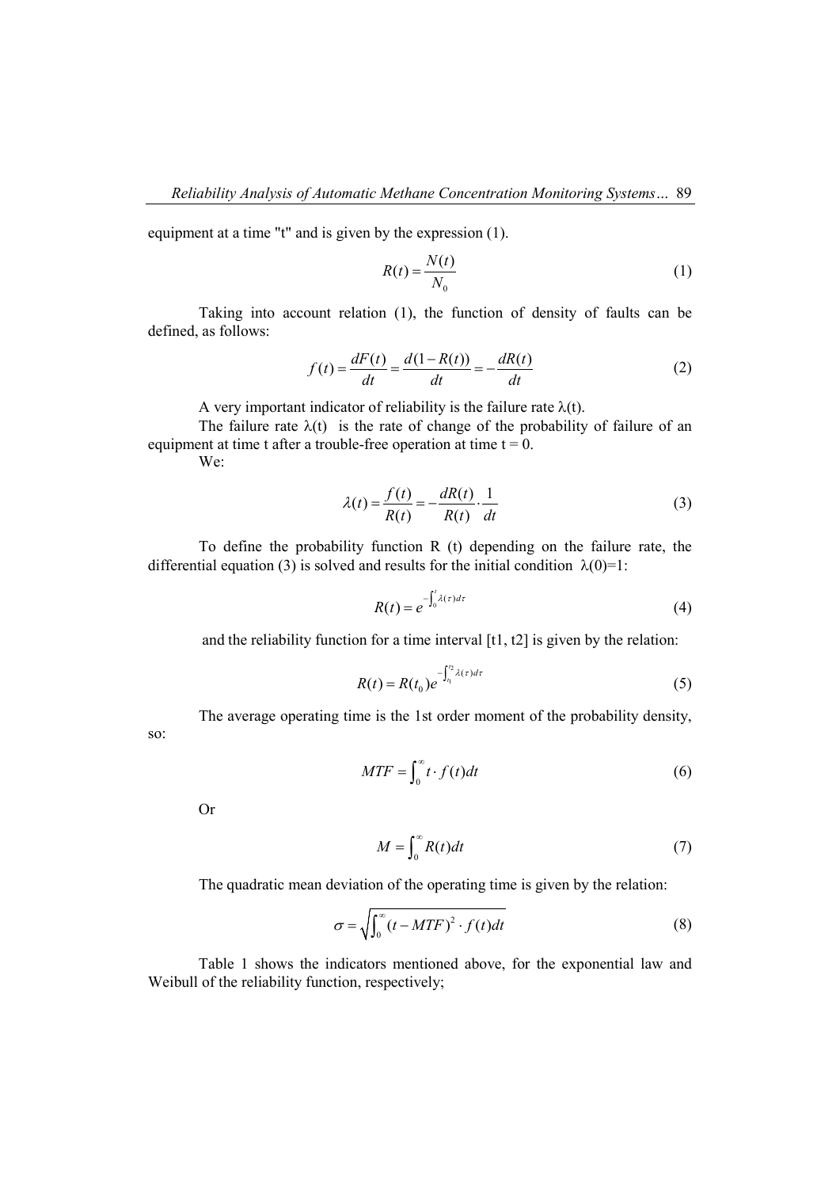equipment at a time "t" and is given by the expression (1).

$$R(t) = \frac{N(t)}{N_0} \tag{1}$$

Taking into account relation (1), the function of density of faults can be defined, as follows:

$$f(t) = \frac{dF(t)}{dt} = \frac{d(1-R(t))}{dt} = -\frac{dR(t)}{dt} \tag{2}$$

A very important indicator of reliability is the failure rate $\lambda(t)$.

The failure rate $\lambda(t)$ is the rate of change of the probability of failure of an equipment at time t after a trouble-free operation at time t = 0.

We:

$$\lambda(t) = \frac{f(t)}{R(t)} = -\frac{dR(t)}{R(t)} \cdot \frac{1}{dt} \tag{3}$$

To define the probability function R (t) depending on the failure rate, the differential equation (3) is solved and results for the initial condition $\lambda(0)=1$:

$$R(t) = e^{-\int_0^t \lambda(\tau)d\tau} \tag{4}$$

and the reliability function for a time interval [t1, t2] is given by the relation:

$$R(t) = R(t_0)e^{-\int_{t_1}^{t_2} \lambda(\tau)d\tau} \tag{5}$$

The average operating time is the 1st order moment of the probability density, so:

$$MTF = \int_0^\infty t \cdot f(t)dt \tag{6}$$

Or

$$M = \int_0^\infty R(t)dt \tag{7}$$

The quadratic mean deviation of the operating time is given by the relation:

$$\sigma = \sqrt{\int_0^\infty (t - MTF)^2 \cdot f(t)dt} \tag{8}$$

Table 1 shows the indicators mentioned above, for the exponential law and Weibull of the reliability function, respectively;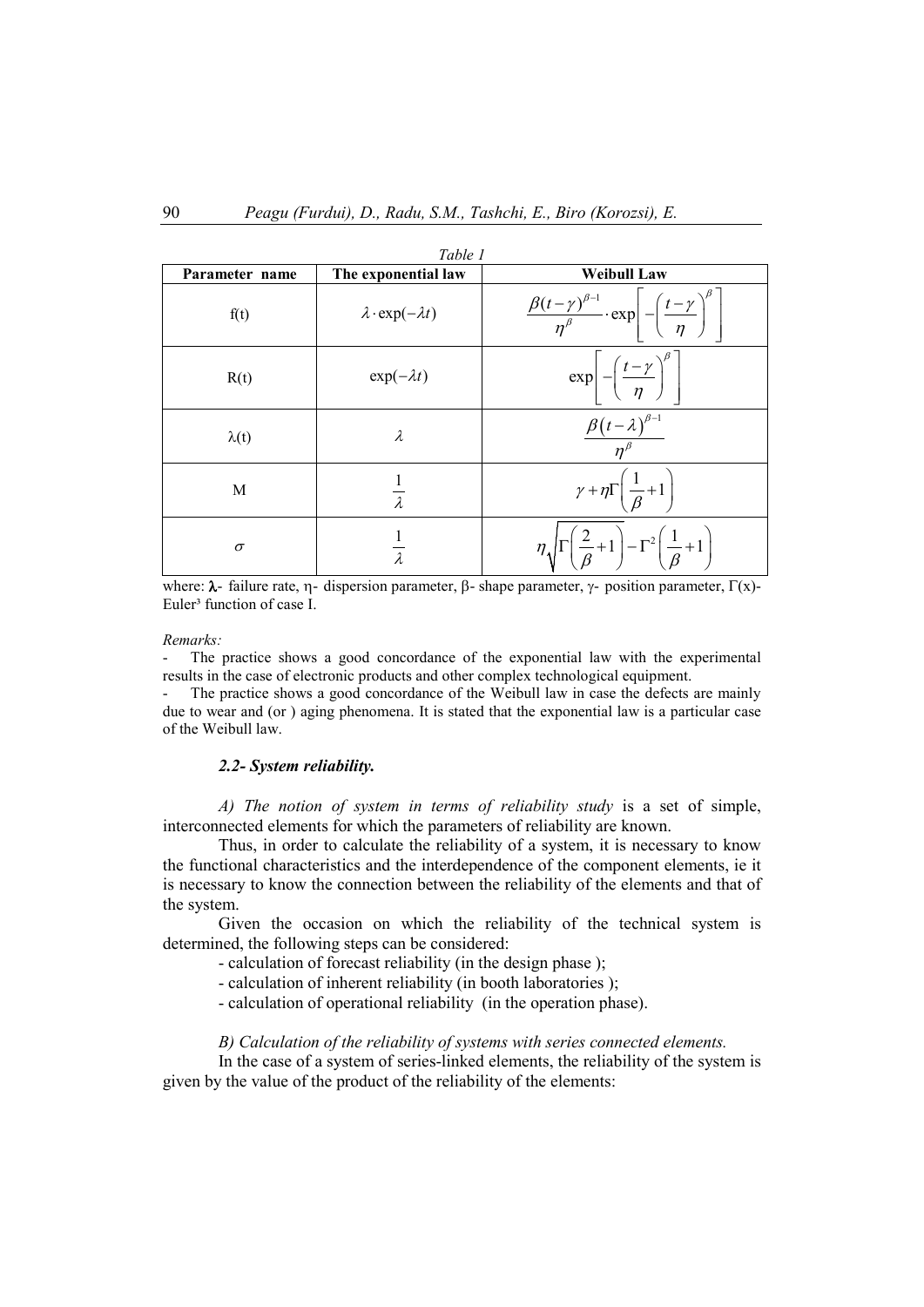*Table 1*

| Parameter name | The exponential law | Weibull Law |
|---|---|---|
| f(t) | $\lambda \cdot \exp(-\lambda t)$ | $\frac{\beta(t-\gamma)^{\beta-1}}{\eta^{\beta}} \cdot \exp\left[-\left(\frac{t-\gamma}{\eta}\right)^{\beta}\right]$ |
| R(t) | $\exp(-\lambda t)$ | $\exp\left[-\left(\frac{t-\gamma}{\eta}\right)^{\beta}\right]$ |
| λ(t) | $\lambda$ | $\frac{\beta(t-\lambda)^{\beta-1}}{\eta^{\beta}}$ |
| M | $\frac{1}{\lambda}$ | $\gamma + \eta\Gamma\left(\frac{1}{\beta}+1\right)$ |
| $\sigma$ | $\frac{1}{\lambda}$ | $\eta\sqrt{\Gamma\left(\frac{2}{\beta}+1\right) - \Gamma^{2}\left(\frac{1}{\beta}+1\right)}$ |

where: **λ**- failure rate, η- dispersion parameter, β- shape parameter, γ- position parameter, Γ(x)- Euler³ function of case I.

*Remarks:*

- The practice shows a good concordance of the exponential law with the experimental results in the case of electronic products and other complex technological equipment.
- The practice shows a good concordance of the Weibull law in case the defects are mainly due to wear and (or ) aging phenomena. It is stated that the exponential law is a particular case of the Weibull law.

### *2.2- System reliability.*

*A) The notion of system in terms of reliability study* is a set of simple, interconnected elements for which the parameters of reliability are known.

Thus, in order to calculate the reliability of a system, it is necessary to know the functional characteristics and the interdependence of the component elements, ie it is necessary to know the connection between the reliability of the elements and that of the system.

Given the occasion on which the reliability of the technical system is determined, the following steps can be considered:

- calculation of forecast reliability (in the design phase );
- calculation of inherent reliability (in booth laboratories );
- calculation of operational reliability (in the operation phase).

*B) Calculation of the reliability of systems with series connected elements.*

In the case of a system of series-linked elements, the reliability of the system is given by the value of the product of the reliability of the elements: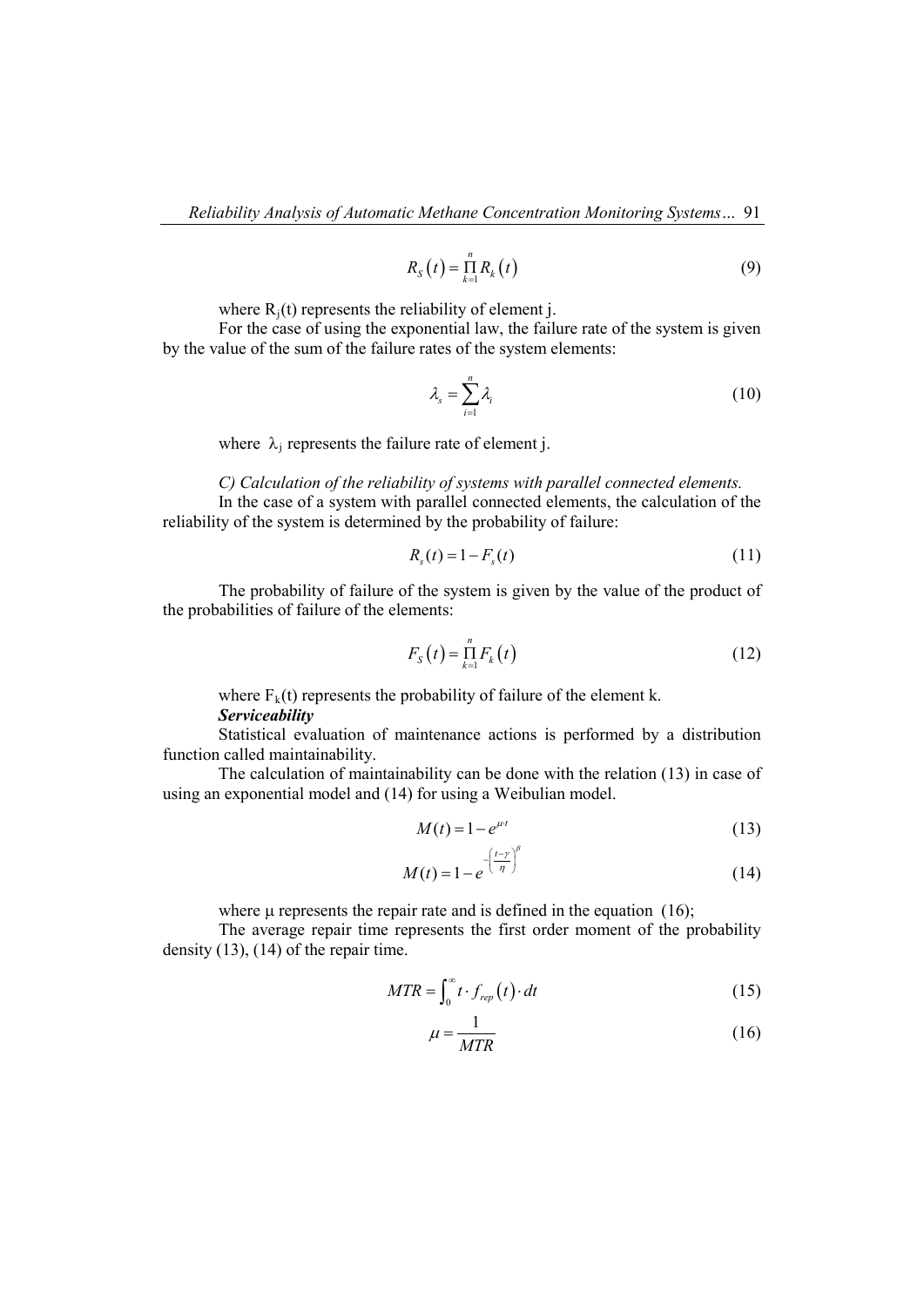$$R_S(t) = \prod_{k=1}^{n} R_k(t) \tag{9}$$

where $R_j(t)$ represents the reliability of element j.

For the case of using the exponential law, the failure rate of the system is given by the value of the sum of the failure rates of the system elements:

$$\lambda_s = \sum_{i=1}^{n} \lambda_i \tag{10}$$

where $\lambda_j$ represents the failure rate of element j.

*C) Calculation of the reliability of systems with parallel connected elements.*

In the case of a system with parallel connected elements, the calculation of the reliability of the system is determined by the probability of failure:

$$R_s(t) = 1 - F_s(t) \tag{11}$$

The probability of failure of the system is given by the value of the product of the probabilities of failure of the elements:

$$F_S(t) = \prod_{k=1}^{n} F_k(t) \tag{12}$$

where $F_k(t)$ represents the probability of failure of the element k.

***Serviceability***

Statistical evaluation of maintenance actions is performed by a distribution function called maintainability.

The calculation of maintainability can be done with the relation (13) in case of using an exponential model and (14) for using a Weibulian model.

$$M(t) = 1 - e^{\mu \cdot t} \tag{13}$$

$$M(t) = 1 - e^{-\left(\frac{t-\gamma}{\eta}\right)^{\beta}} \tag{14}$$

where $\mu$ represents the repair rate and is defined in the equation (16);

The average repair time represents the first order moment of the probability density (13), (14) of the repair time.

$$MTR = \int_0^{\infty} t \cdot f_{rep}(t) \cdot dt \tag{15}$$

$$\mu = \frac{1}{MTR} \tag{16}$$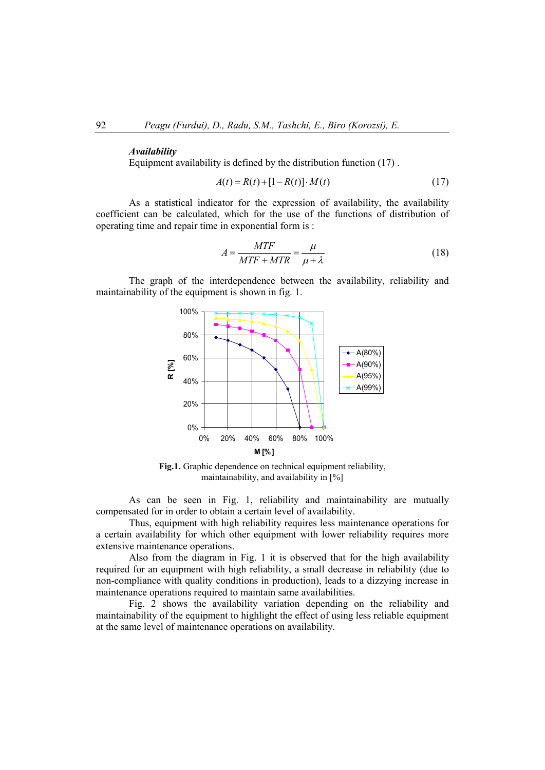***Availability***

Equipment availability is defined by the distribution function (17) .

$$A(t) = R(t) + [1 - R(t)] \cdot M(t) \tag{17}$$

As a statistical indicator for the expression of availability, the availability coefficient can be calculated, which for the use of the functions of distribution of operating time and repair time in exponential form is :

$$A = \frac{MTF}{MTF + MTR} = \frac{\mu}{\mu + \lambda} \tag{18}$$

The graph of the interdependence between the availability, reliability and maintainability of the equipment is shown in fig. 1.

**Fig.1.** Graphic dependence on technical equipment reliability, maintainability, and availability in [%]

As can be seen in Fig. 1, reliability and maintainability are mutually compensated for in order to obtain a certain level of availability.

Thus, equipment with high reliability requires less maintenance operations for a certain availability for which other equipment with lower reliability requires more extensive maintenance operations.

Also from the diagram in Fig. 1 it is observed that for the high availability required for an equipment with high reliability, a small decrease in reliability (due to non-compliance with quality conditions in production), leads to a dizzying increase in maintenance operations required to maintain same availabilities.

Fig. 2 shows the availability variation depending on the reliability and maintainability of the equipment to highlight the effect of using less reliable equipment at the same level of maintenance operations on availability.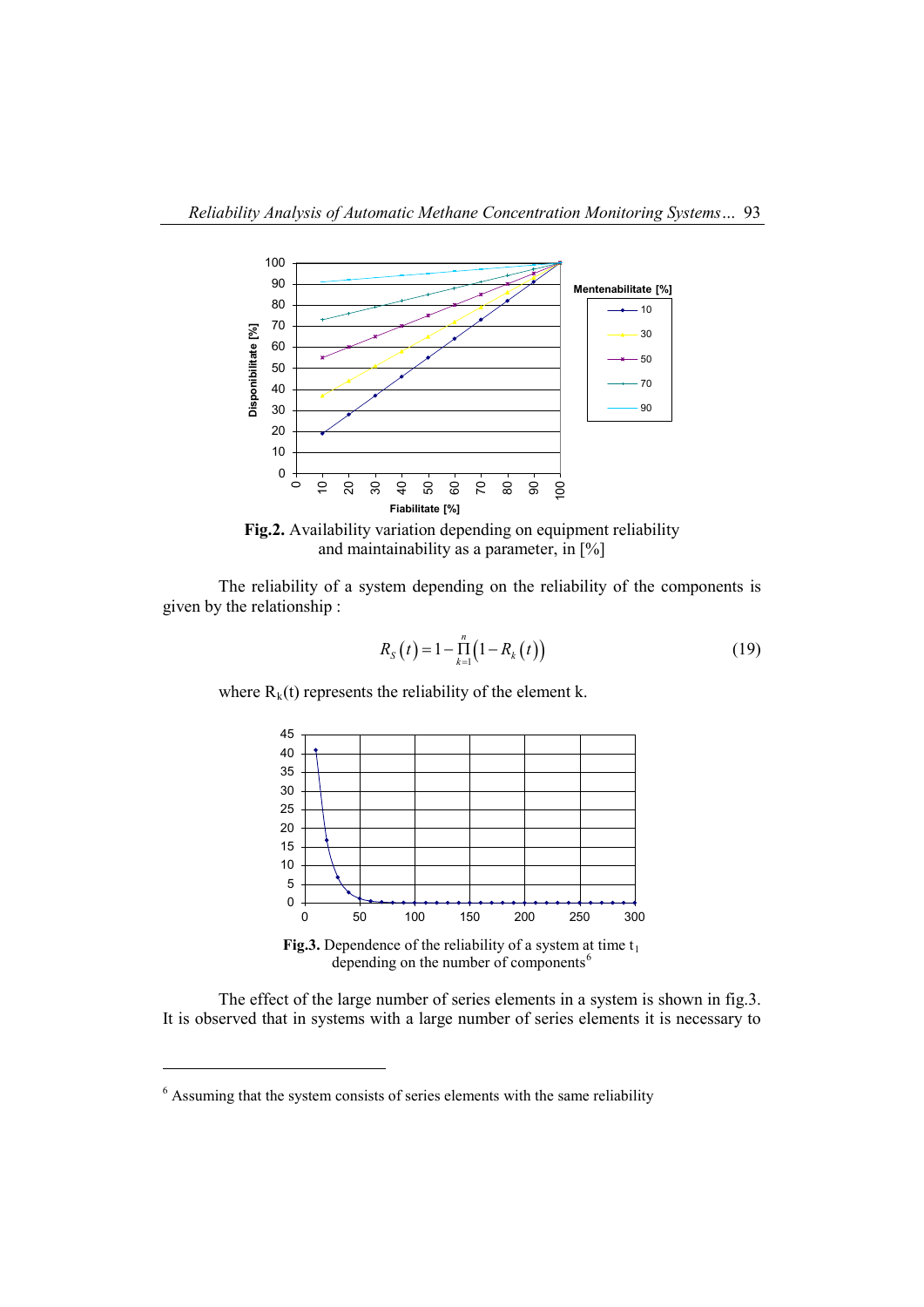**Fig.2.** Availability variation depending on equipment reliability and maintainability as a parameter, in [%]

The reliability of a system depending on the reliability of the components is given by the relationship :

$$R_S(t) = 1 - \prod_{k=1}^{n} \left(1 - R_k(t)\right) \tag{19}$$

where $R_k(t)$ represents the reliability of the element k.

**Fig.3.** Dependence of the reliability of a system at time $t_1$ depending on the number of components[6]

The effect of the large number of series elements in a system is shown in fig.3. It is observed that in systems with a large number of series elements it is necessary to

---

[6] Assuming that the system consists of series elements with the same reliability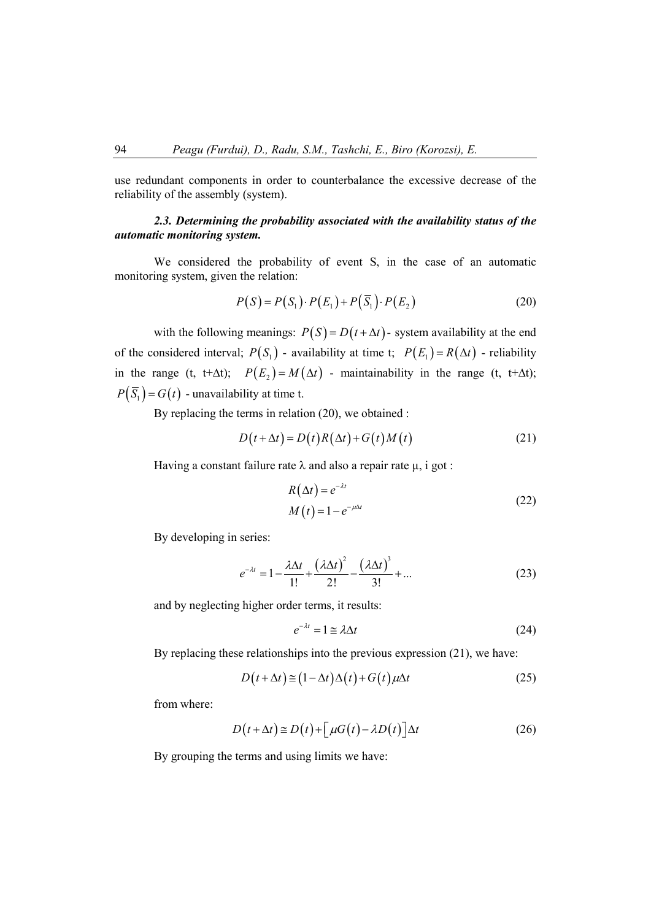use redundant components in order to counterbalance the excessive decrease of the reliability of the assembly (system).

### *2.3. Determining the probability associated with the availability status of the automatic monitoring system.*

We considered the probability of event S, in the case of an automatic monitoring system, given the relation:

$$P(S) = P(S_1) \cdot P(E_1) + P(\overline{S_1}) \cdot P(E_2) \tag{20}$$

with the following meanings: $P(S) = D(t+\Delta t)$ - system availability at the end of the considered interval; $P(S_1)$ - availability at time t; $P(E_1) = R(\Delta t)$ - reliability in the range (t, t+Δt); $P(E_2) = M(\Delta t)$ - maintainability in the range (t, t+Δt); $P(\overline{S_1}) = G(t)$ - unavailability at time t.

By replacing the terms in relation (20), we obtained :

$$D(t+\Delta t) = D(t)R(\Delta t) + G(t)M(t) \tag{21}$$

Having a constant failure rate λ and also a repair rate μ, i got :

$$\begin{aligned} R(\Delta t) &= e^{-\lambda t} \\ M(t) &= 1 - e^{-\mu\Delta t} \end{aligned} \tag{22}$$

By developing in series:

$$e^{-\lambda t} = 1 - \frac{\lambda\Delta t}{1!} + \frac{(\lambda\Delta t)^2}{2!} - \frac{(\lambda\Delta t)^3}{3!} + \ldots \tag{23}$$

and by neglecting higher order terms, it results:

$$e^{-\lambda t} = 1 \cong \lambda\Delta t \tag{24}$$

By replacing these relationships into the previous expression (21), we have:

$$D(t+\Delta t) \cong (1-\Delta t)\Delta(t) + G(t)\mu\Delta t \tag{25}$$

from where:

$$D(t+\Delta t) \cong D(t) + \left[\mu G(t) - \lambda D(t)\right]\Delta t \tag{26}$$

By grouping the terms and using limits we have: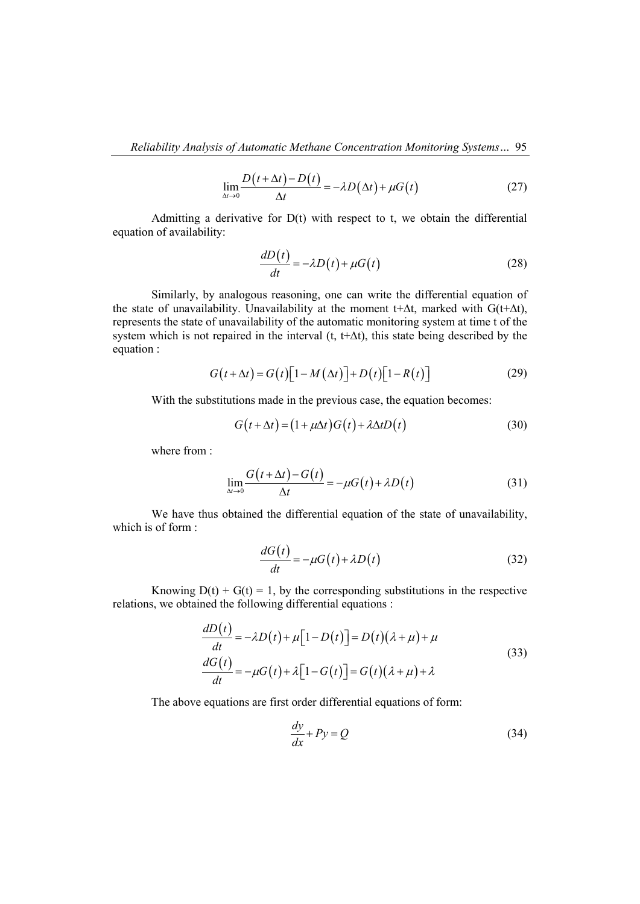$$\lim_{\Delta t \to 0} \frac{D(t+\Delta t) - D(t)}{\Delta t} = -\lambda D(\Delta t) + \mu G(t) \tag{27}$$

Admitting a derivative for D(t) with respect to t, we obtain the differential equation of availability:

$$\frac{dD(t)}{dt} = -\lambda D(t) + \mu G(t) \tag{28}$$

Similarly, by analogous reasoning, one can write the differential equation of the state of unavailability. Unavailability at the moment $t+\Delta t$, marked with $G(t+\Delta t)$, represents the state of unavailability of the automatic monitoring system at time t of the system which is not repaired in the interval $(t, t+\Delta t)$, this state being described by the equation :

$$G(t+\Delta t) = G(t)\left[1 - M(\Delta t)\right] + D(t)\left[1 - R(t)\right] \tag{29}$$

With the substitutions made in the previous case, the equation becomes:

$$G(t+\Delta t) = (1 + \mu\Delta t)G(t) + \lambda\Delta t D(t) \tag{30}$$

where from :

$$\lim_{\Delta t \to 0} \frac{G(t+\Delta t) - G(t)}{\Delta t} = -\mu G(t) + \lambda D(t) \tag{31}$$

We have thus obtained the differential equation of the state of unavailability, which is of form :

$$\frac{dG(t)}{dt} = -\mu G(t) + \lambda D(t) \tag{32}$$

Knowing $D(t) + G(t) = 1$, by the corresponding substitutions in the respective relations, we obtained the following differential equations :

$$\begin{aligned} \frac{dD(t)}{dt} &= -\lambda D(t) + \mu\left[1 - D(t)\right] = D(t)(\lambda + \mu) + \mu \\ \frac{dG(t)}{dt} &= -\mu G(t) + \lambda\left[1 - G(t)\right] = G(t)(\lambda + \mu) + \lambda \end{aligned} \tag{33}$$

The above equations are first order differential equations of form:

$$\frac{dy}{dx} + Py = Q \tag{34}$$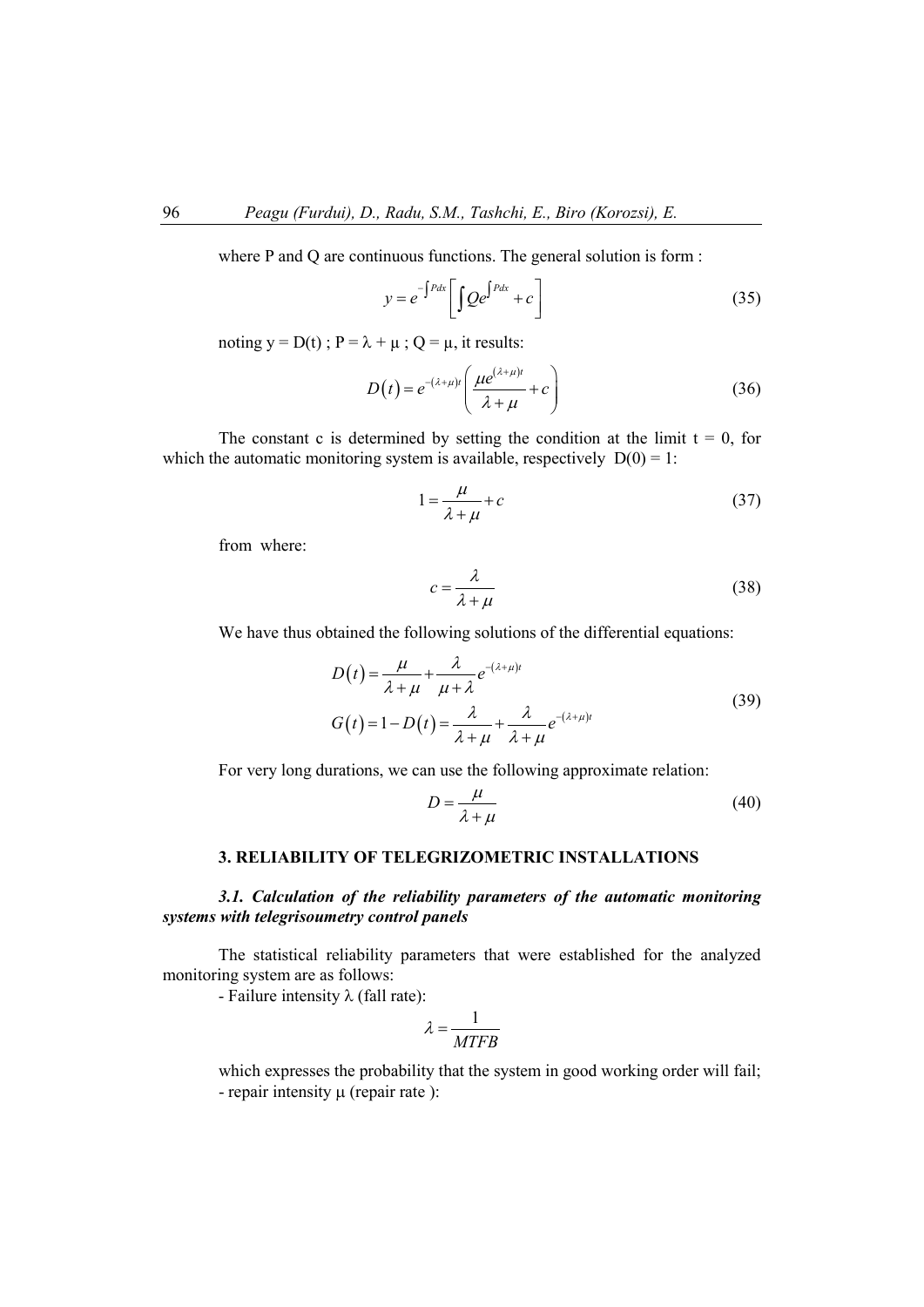where P and Q are continuous functions. The general solution is form :

$$y = e^{-\int P dx} \left[ \int Q e^{\int P dx} + c \right] \tag{35}$$

noting y = D(t) ; P = λ + μ ; Q = μ, it results:

$$D(t) = e^{-(\lambda+\mu)t} \left( \frac{\mu e^{(\lambda+\mu)t}}{\lambda+\mu} + c \right) \tag{36}$$

The constant c is determined by setting the condition at the limit t = 0, for which the automatic monitoring system is available, respectively D(0) = 1:

$$1 = \frac{\mu}{\lambda+\mu} + c \tag{37}$$

from where:

$$c = \frac{\lambda}{\lambda+\mu} \tag{38}$$

We have thus obtained the following solutions of the differential equations:

$$\begin{aligned} D(t) &= \frac{\mu}{\lambda+\mu} + \frac{\lambda}{\mu+\lambda} e^{-(\lambda+\mu)t} \\ G(t) &= 1 - D(t) = \frac{\lambda}{\lambda+\mu} + \frac{\lambda}{\lambda+\mu} e^{-(\lambda+\mu)t} \end{aligned} \tag{39}$$

For very long durations, we can use the following approximate relation:

$$D = \frac{\mu}{\lambda+\mu} \tag{40}$$

## 3. RELIABILITY OF TELEGRIZOMETRIC INSTALLATIONS

### *3.1. Calculation of the reliability parameters of the automatic monitoring systems with telegrisoumetry control panels*

The statistical reliability parameters that were established for the analyzed monitoring system are as follows:

- Failure intensity λ (fall rate):

$$\lambda = \frac{1}{MTFB}$$

which expresses the probability that the system in good working order will fail;

- repair intensity μ (repair rate ):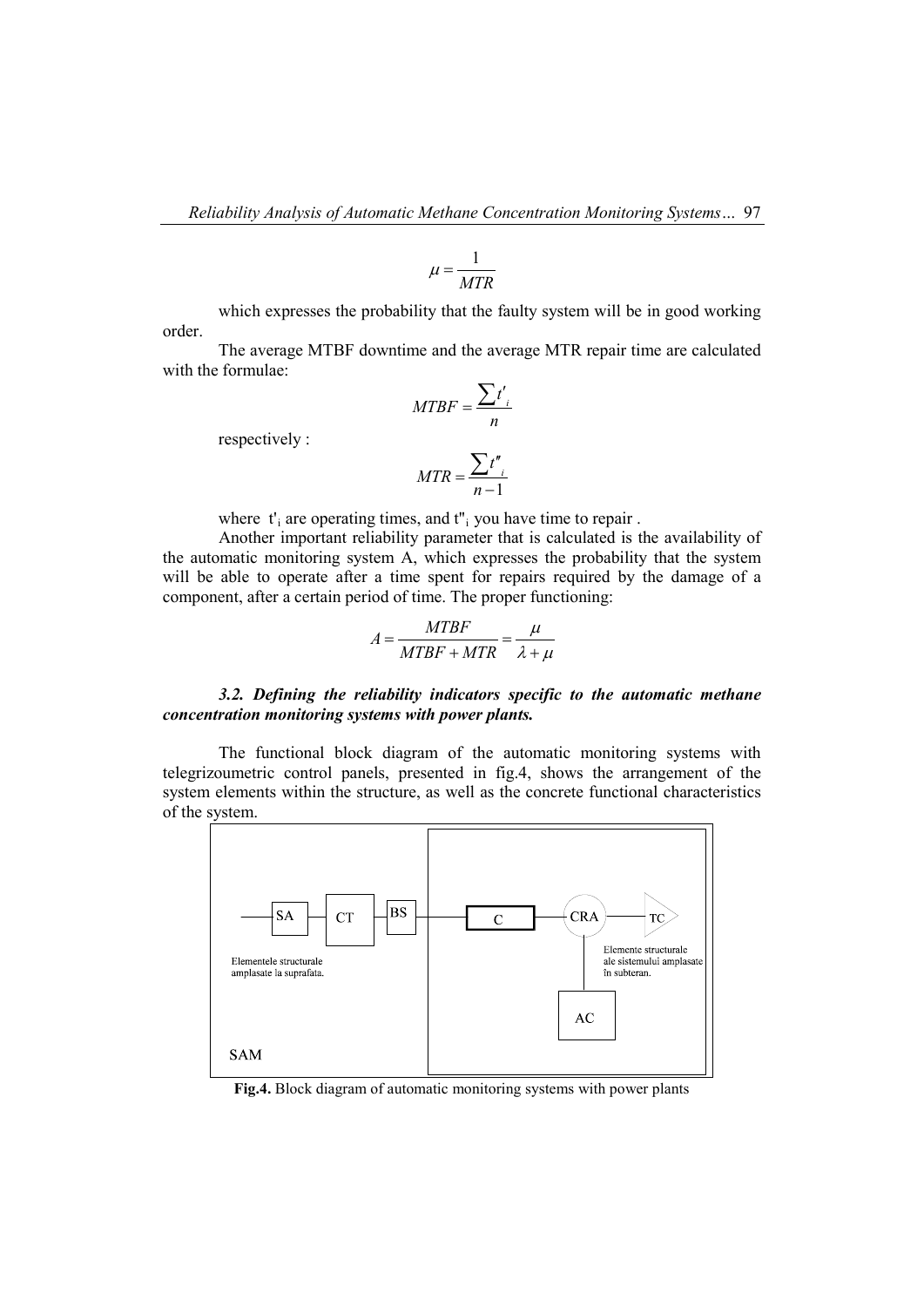$$\mu = \frac{1}{MTR}$$

which expresses the probability that the faulty system will be in good working order.

The average MTBF downtime and the average MTR repair time are calculated with the formulae:

$$MTBF = \frac{\sum t'_i}{n}$$

respectively :

$$MTR = \frac{\sum t''_i}{n-1}$$

where $t'_i$ are operating times, and $t''_i$ you have time to repair .

Another important reliability parameter that is calculated is the availability of the automatic monitoring system A, which expresses the probability that the system will be able to operate after a time spent for repairs required by the damage of a component, after a certain period of time. The proper functioning:

$$A = \frac{MTBF}{MTBF + MTR} = \frac{\mu}{\lambda + \mu}$$

### *3.2. Defining the reliability indicators specific to the automatic methane concentration monitoring systems with power plants.*

The functional block diagram of the automatic monitoring systems with telegrizoumetric control panels, presented in fig.4, shows the arrangement of the system elements within the structure, as well as the concrete functional characteristics of the system.

SA — CT — BS — C — CRA — TC; CRA — AC

Elementele structurale amplasate la suprafata.

Elemente structurale ale sistemului amplasate în subteran.

SAM

**Fig.4.** Block diagram of automatic monitoring systems with power plants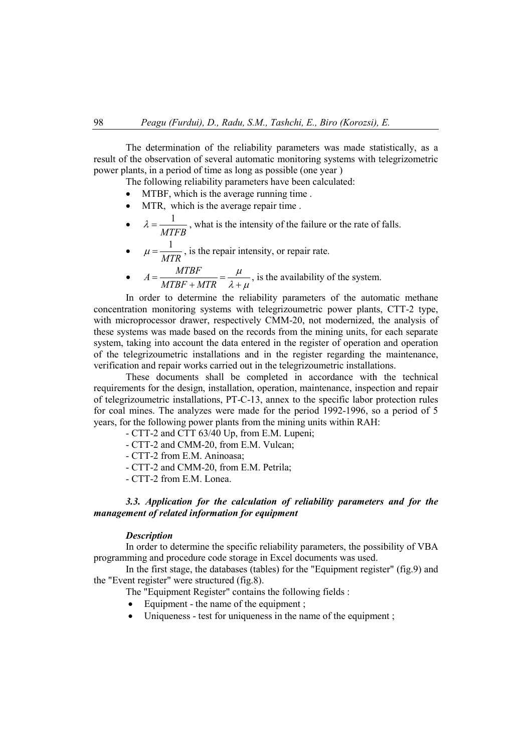The determination of the reliability parameters was made statistically, as a result of the observation of several automatic monitoring systems with telegrizometric power plants, in a period of time as long as possible (one year )

The following reliability parameters have been calculated:

- MTBF, which is the average running time .
- MTR, which is the average repair time .
- $\lambda = \dfrac{1}{MTFB}$ , what is the intensity of the failure or the rate of falls.
- $\mu = \dfrac{1}{MTR}$ , is the repair intensity, or repair rate.
- $A = \dfrac{MTBF}{MTBF + MTR} = \dfrac{\mu}{\lambda + \mu}$ , is the availability of the system.

In order to determine the reliability parameters of the automatic methane concentration monitoring systems with telegrizoumetric power plants, CTT-2 type, with microprocessor drawer, respectively CMM-20, not modernized, the analysis of these systems was made based on the records from the mining units, for each separate system, taking into account the data entered in the register of operation and operation of the telegrizoumetric installations and in the register regarding the maintenance, verification and repair works carried out in the telegrizoumetric installations.

These documents shall be completed in accordance with the technical requirements for the design, installation, operation, maintenance, inspection and repair of telegrizoumetric installations, PT-C-13, annex to the specific labor protection rules for coal mines. The analyzes were made for the period 1992-1996, so a period of 5 years, for the following power plants from the mining units within RAH:

- CTT-2 and CTT 63/40 Up, from E.M. Lupeni;
- CTT-2 and CMM-20, from E.M. Vulcan;
- CTT-2 from E.M. Aninoasa;
- CTT-2 and CMM-20, from E.M. Petrila;
- CTT-2 from E.M. Lonea.

### *3.3. Application for the calculation of reliability parameters and for the management of related information for equipment*

***Description***

In order to determine the specific reliability parameters, the possibility of VBA programming and procedure code storage in Excel documents was used.

In the first stage, the databases (tables) for the "Equipment register" (fig.9) and the "Event register" were structured (fig.8).

The "Equipment Register" contains the following fields :

- Equipment - the name of the equipment ;
- Uniqueness - test for uniqueness in the name of the equipment ;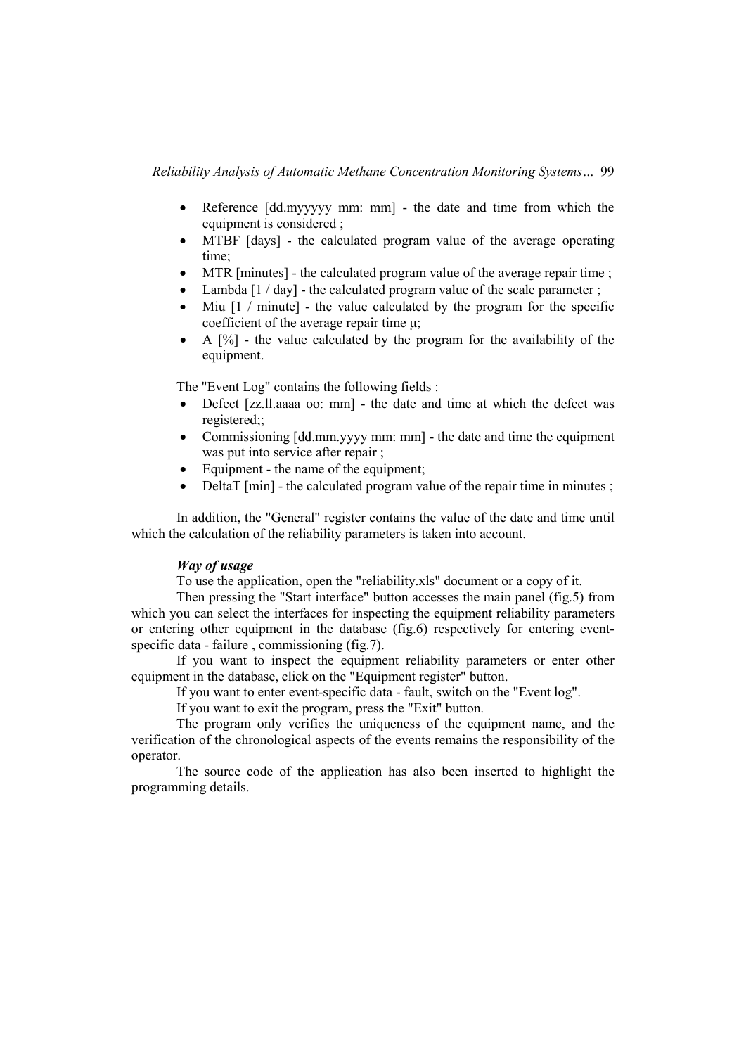- Reference [dd.myyyyy mm: mm] - the date and time from which the equipment is considered ;
- MTBF [days] - the calculated program value of the average operating time;
- MTR [minutes] - the calculated program value of the average repair time ;
- Lambda [1 / day] - the calculated program value of the scale parameter ;
- Miu [1 / minute] - the value calculated by the program for the specific coefficient of the average repair time μ;
- A [%] - the value calculated by the program for the availability of the equipment.

The "Event Log" contains the following fields :

- Defect [zz.ll.aaaa oo: mm] - the date and time at which the defect was registered;;
- Commissioning [dd.mm.yyyy mm: mm] - the date and time the equipment was put into service after repair ;
- Equipment - the name of the equipment;
- DeltaT [min] - the calculated program value of the repair time in minutes ;

In addition, the "General" register contains the value of the date and time until which the calculation of the reliability parameters is taken into account.

***Way of usage***

To use the application, open the "reliability.xls" document or a copy of it.

Then pressing the "Start interface" button accesses the main panel (fig.5) from which you can select the interfaces for inspecting the equipment reliability parameters or entering other equipment in the database (fig.6) respectively for entering event-specific data - failure , commissioning (fig.7).

If you want to inspect the equipment reliability parameters or enter other equipment in the database, click on the "Equipment register" button.

If you want to enter event-specific data - fault, switch on the "Event log".

If you want to exit the program, press the "Exit" button.

The program only verifies the uniqueness of the equipment name, and the verification of the chronological aspects of the events remains the responsibility of the operator.

The source code of the application has also been inserted to highlight the programming details.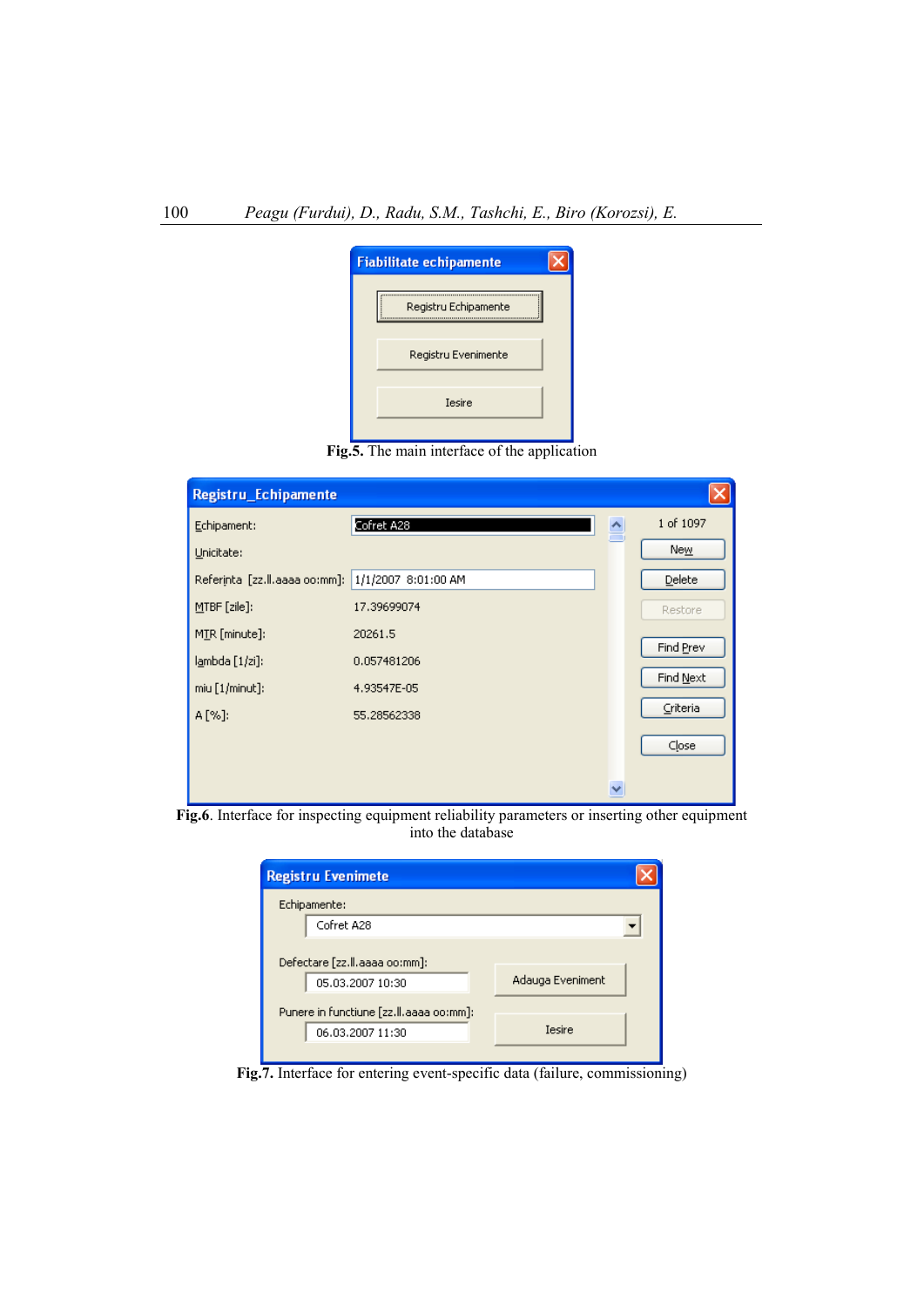Fiabilitate echipamente

Registru Echipamente

Registru Evenimente

Iesire

**Fig.5.** The main interface of the application

Registru_Echipamente

| | |
|---|---|
| Echipament: | Cofret A28 |
| Unicitate: | |
| Referinta [zz.ll.aaaa oo:mm]: | 1/1/2007 8:01:00 AM |
| MTBF [zile]: | 17.39699074 |
| MTR [minute]: | 20261.5 |
| lambda [1/zi]: | 0.057481206 |
| miu [1/minut]: | 4.93547E-05 |
| A [%]: | 55.28562338 |

1 of 1097

New

Delete

Restore

Find Prev

Find Next

Criteria

Close

**Fig.6**. Interface for inspecting equipment reliability parameters or inserting other equipment into the database

Registru Evenimete

Echipamente:

Cofret A28

Defectare [zz.ll.aaaa oo:mm]:

05.03.2007 10:30

Adauga Eveniment

Punere in functiune [zz.ll.aaaa oo:mm]:

06.03.2007 11:30

Iesire

**Fig.7.** Interface for entering event-specific data (failure, commissioning)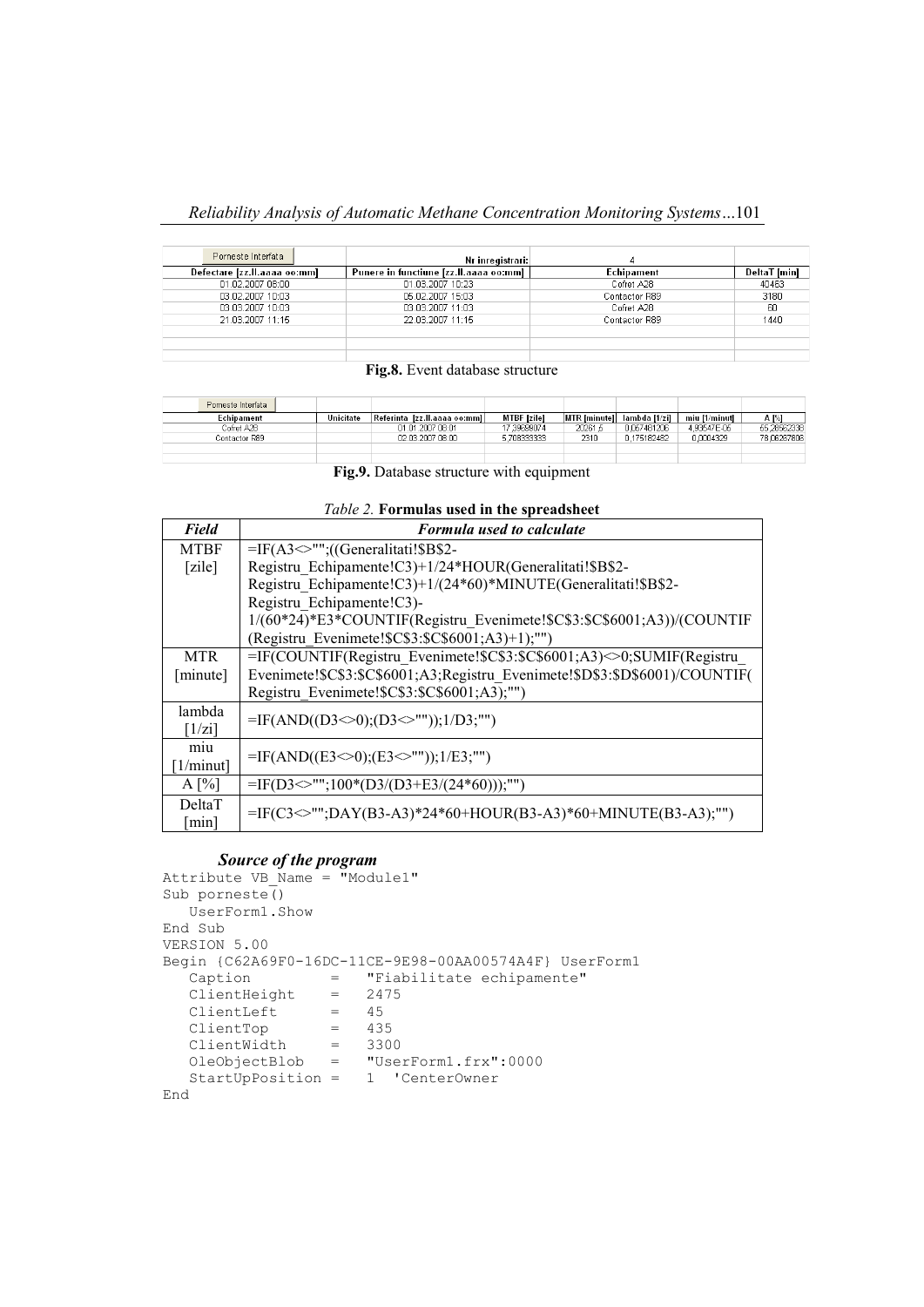| Porneste Interfata | Nr inregistrari: | 4 | |
|---|---|---|---|
| Defectare [zz.ll.aaaa oo:mm] | Punere in functiune [zz.ll.aaaa oo:mm] | Echipament | DeltaT [min] |
| 01.02.2007 08:00 | 01.03.2007 10:23 | Cofret A28 | 40463 |
| 03.02.2007 10:03 | 05.02.2007 15:03 | Contactor R89 | 3180 |
| 03.03.2007 10:03 | 03.03.2007 11:03 | Cofret A28 | 60 |
| 21.03.2007 11:15 | 22.03.2007 11:15 | Contactor R89 | 1440 |

**Fig.8.** Event database structure

| Echipament | Unicitate | Referinta [zz.ll.aaaa oo:mm] | MTBF [zile] | MTR [minute] | lambda [1/zi] | miu [1/minut] | A [%] |
|---|---|---|---|---|---|---|---|
| Cofret A28 | | 01.01.2007 08:01 | 17,39699074 | 20261,5 | 0,057481206 | 4,93547E-05 | 55,28562336 |
| Contactor R89 | | 02.03.2007 08:00 | 5,708333333 | 2310 | 0,175182482 | 0,0004329 | 78,06267806 |

**Fig.9.** Database structure with equipment

*Table 2.* **Formulas used in the spreadsheet**

| *Field* | *Formula used to calculate* |
|---|---|
| MTBF [zile] | =IF(A3<>"";((Generalitati!$B$2-Registru_Echipamente!C3)+1/24*HOUR(Generalitati!$B$2-Registru_Echipamente!C3)+1/(24*60)*MINUTE(Generalitati!$B$2-Registru_Echipamente!C3)-1/(60*24)*E3*COUNTIF(Registru_Evenimete!$C$3:$C$6001;A3))/(COUNTIF(Registru_Evenimete!$C$3:$C$6001;A3)+1);"") |
| MTR [minute] | =IF(COUNTIF(Registru_Evenimete!$C$3:$C$6001;A3)<>0;SUMIF(Registru_Evenimete!$C$3:$C$6001;A3;Registru_Evenimete!$D$3:$D$6001)/COUNTIF(Registru_Evenimete!$C$3:$C$6001;A3);"") |
| lambda [1/zi] | =IF(AND((D3<>0);(D3<>""));1/D3;"") |
| miu [1/minut] | =IF(AND((E3<>0);(E3<>""));1/E3;"") |
| A [%] | =IF(D3<>"";100*(D3/(D3+E3/(24*60)));"") |
| DeltaT [min] | =IF(C3<>"";DAY(B3-A3)*24*60+HOUR(B3-A3)*60+MINUTE(B3-A3);"") |

***Source of the program***

```
Attribute VB_Name = "Module1"
Sub porneste()
   UserForm1.Show
End Sub
VERSION 5.00
Begin {C62A69F0-16DC-11CE-9E98-00AA00574A4F} UserForm1
   Caption         =   "Fiabilitate echipamente"
   ClientHeight    =   2475
   ClientLeft      =   45
   ClientTop       =   435
   ClientWidth     =   3300
   OleObjectBlob   =   "UserForm1.frx":0000
   StartUpPosition =   1  'CenterOwner
End
```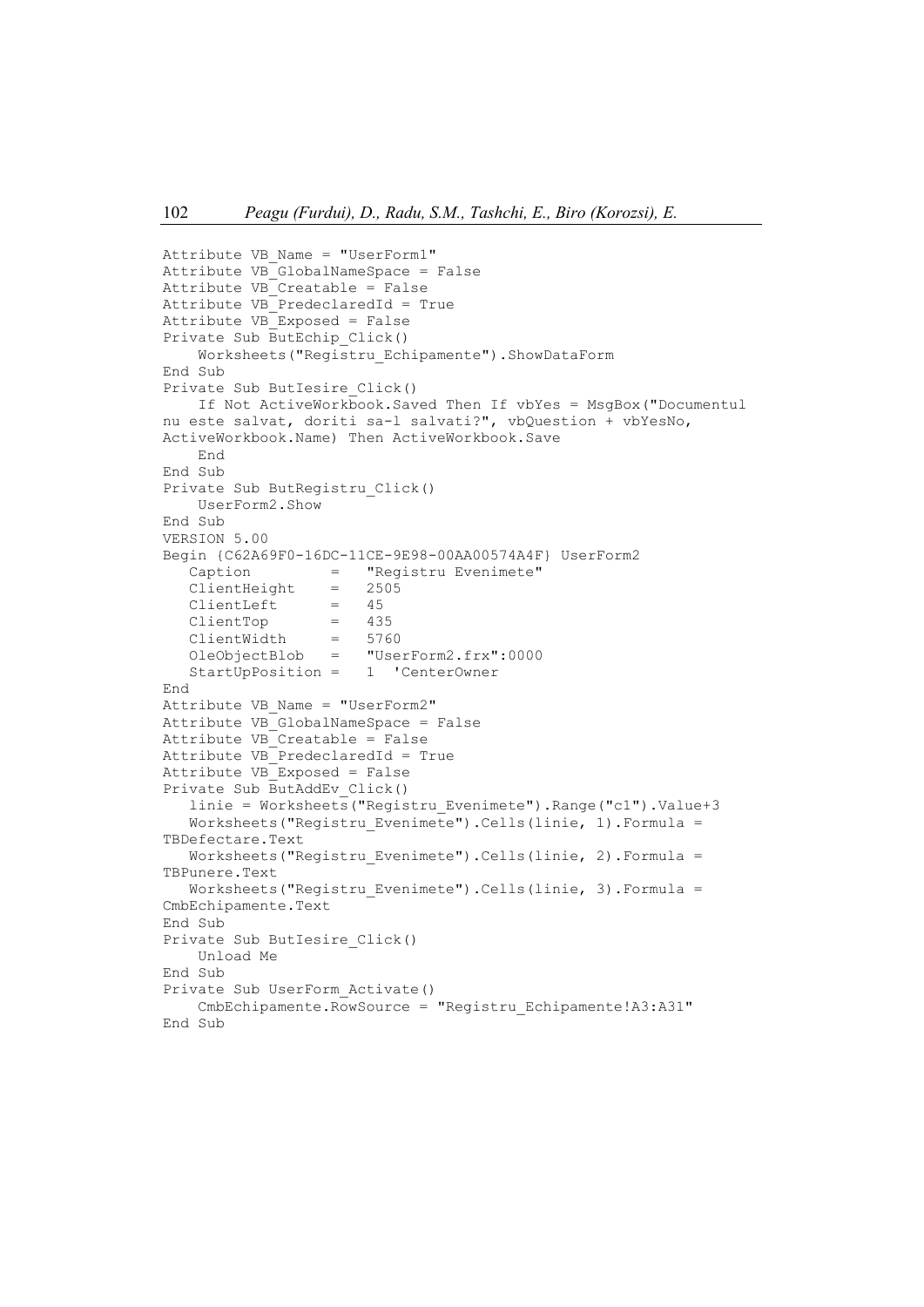```
Attribute VB_Name = "UserForm1"
Attribute VB_GlobalNameSpace = False
Attribute VB_Creatable = False
Attribute VB_PredeclaredId = True
Attribute VB_Exposed = False
Private Sub ButEchip_Click()
    Worksheets("Registru_Echipamente").ShowDataForm
End Sub
Private Sub ButIesire_Click()
    If Not ActiveWorkbook.Saved Then If vbYes = MsgBox("Documentul
nu este salvat, doriti sa-l salvati?", vbQuestion + vbYesNo,
ActiveWorkbook.Name) Then ActiveWorkbook.Save
    End
End Sub
Private Sub ButRegistru_Click()
    UserForm2.Show
End Sub
VERSION 5.00
Begin {C62A69F0-16DC-11CE-9E98-00AA00574A4F} UserForm2
   Caption         =   "Registru Evenimete"
   ClientHeight    =   2505
   ClientLeft      =   45
   ClientTop       =   435
   ClientWidth     =   5760
   OleObjectBlob   =   "UserForm2.frx":0000
   StartUpPosition =   1  'CenterOwner
End
Attribute VB_Name = "UserForm2"
Attribute VB_GlobalNameSpace = False
Attribute VB_Creatable = False
Attribute VB_PredeclaredId = True
Attribute VB_Exposed = False
Private Sub ButAddEv_Click()
   linie = Worksheets("Registru_Evenimete").Range("c1").Value+3
   Worksheets("Registru_Evenimete").Cells(linie, 1).Formula =
TBDefectare.Text
   Worksheets("Registru_Evenimete").Cells(linie, 2).Formula =
TBPunere.Text
   Worksheets("Registru_Evenimete").Cells(linie, 3).Formula =
CmbEchipamente.Text
End Sub
Private Sub ButIesire_Click()
    Unload Me
End Sub
Private Sub UserForm_Activate()
    CmbEchipamente.RowSource = "Registru_Echipamente!A3:A31"
End Sub
```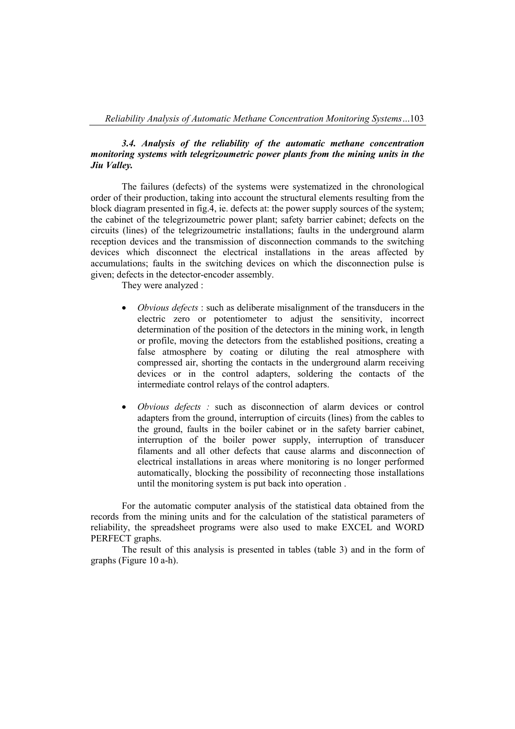### *3.4. Analysis of the reliability of the automatic methane concentration monitoring systems with telegrizoumetric power plants from the mining units in the Jiu Valley.*

The failures (defects) of the systems were systematized in the chronological order of their production, taking into account the structural elements resulting from the block diagram presented in fig.4, ie. defects at: the power supply sources of the system; the cabinet of the telegrizoumetric power plant; safety barrier cabinet; defects on the circuits (lines) of the telegrizoumetric installations; faults in the underground alarm reception devices and the transmission of disconnection commands to the switching devices which disconnect the electrical installations in the areas affected by accumulations; faults in the switching devices on which the disconnection pulse is given; defects in the detector-encoder assembly.

They were analyzed :

- *Obvious defects* : such as deliberate misalignment of the transducers in the electric zero or potentiometer to adjust the sensitivity, incorrect determination of the position of the detectors in the mining work, in length or profile, moving the detectors from the established positions, creating a false atmosphere by coating or diluting the real atmosphere with compressed air, shorting the contacts in the underground alarm receiving devices or in the control adapters, soldering the contacts of the intermediate control relays of the control adapters.

- *Obvious defects :* such as disconnection of alarm devices or control adapters from the ground, interruption of circuits (lines) from the cables to the ground, faults in the boiler cabinet or in the safety barrier cabinet, interruption of the boiler power supply, interruption of transducer filaments and all other defects that cause alarms and disconnection of electrical installations in areas where monitoring is no longer performed automatically, blocking the possibility of reconnecting those installations until the monitoring system is put back into operation .

For the automatic computer analysis of the statistical data obtained from the records from the mining units and for the calculation of the statistical parameters of reliability, the spreadsheet programs were also used to make EXCEL and WORD PERFECT graphs.

The result of this analysis is presented in tables (table 3) and in the form of graphs (Figure 10 a-h).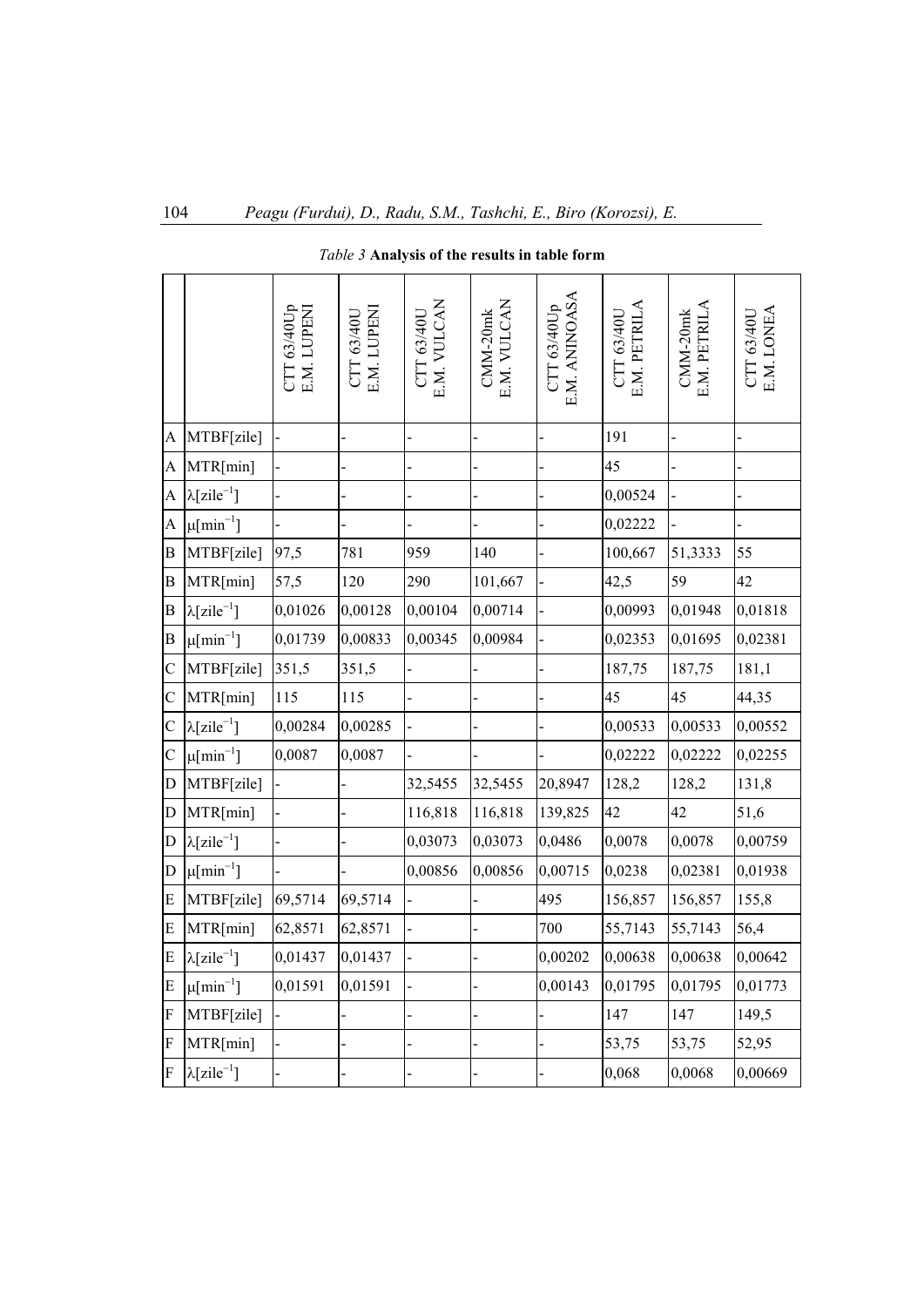*Table 3* **Analysis of the results in table form**

| | | CTT 63/40Up E.M. LUPENI | CTT 63/40U E.M. LUPENI | CTT 63/40U E.M. VULCAN | CMM-20mk E.M. VULCAN | CTT 63/40Up E.M. ANINOASA | CTT 63/40U E.M. PETRILA | CMM-20mk E.M. PETRILA | CTT 63/40U E.M. LONEA |
|---|---|---|---|---|---|---|---|---|---|
| A | MTBF[zile] | - | - | - | - | - | 191 | - | - |
| A | MTR[min] | - | - | - | - | - | 45 | - | - |
| A | $\lambda$[zile$^{-1}$] | - | - | - | - | - | 0,00524 | - | - |
| A | $\mu$[min$^{-1}$] | - | - | - | - | - | 0,02222 | - | - |
| B | MTBF[zile] | 97,5 | 781 | 959 | 140 | - | 100,667 | 51,3333 | 55 |
| B | MTR[min] | 57,5 | 120 | 290 | 101,667 | - | 42,5 | 59 | 42 |
| B | $\lambda$[zile$^{-1}$] | 0,01026 | 0,00128 | 0,00104 | 0,00714 | - | 0,00993 | 0,01948 | 0,01818 |
| B | $\mu$[min$^{-1}$] | 0,01739 | 0,00833 | 0,00345 | 0,00984 | - | 0,02353 | 0,01695 | 0,02381 |
| C | MTBF[zile] | 351,5 | 351,5 | - | - | - | 187,75 | 187,75 | 181,1 |
| C | MTR[min] | 115 | 115 | - | - | - | 45 | 45 | 44,35 |
| C | $\lambda$[zile$^{-1}$] | 0,00284 | 0,00285 | - | - | - | 0,00533 | 0,00533 | 0,00552 |
| C | $\mu$[min$^{-1}$] | 0,0087 | 0,0087 | - | - | - | 0,02222 | 0,02222 | 0,02255 |
| D | MTBF[zile] | - | - | 32,5455 | 32,5455 | 20,8947 | 128,2 | 128,2 | 131,8 |
| D | MTR[min] | - | - | 116,818 | 116,818 | 139,825 | 42 | 42 | 51,6 |
| D | $\lambda$[zile$^{-1}$] | - | - | 0,03073 | 0,03073 | 0,0486 | 0,0078 | 0,0078 | 0,00759 |
| D | $\mu$[min$^{-1}$] | - | - | 0,00856 | 0,00856 | 0,00715 | 0,0238 | 0,02381 | 0,01938 |
| E | MTBF[zile] | 69,5714 | 69,5714 | - | - | 495 | 156,857 | 156,857 | 155,8 |
| E | MTR[min] | 62,8571 | 62,8571 | - | - | 700 | 55,7143 | 55,7143 | 56,4 |
| E | $\lambda$[zile$^{-1}$] | 0,01437 | 0,01437 | - | - | 0,00202 | 0,00638 | 0,00638 | 0,00642 |
| E | $\mu$[min$^{-1}$] | 0,01591 | 0,01591 | - | - | 0,00143 | 0,01795 | 0,01795 | 0,01773 |
| F | MTBF[zile] | - | - | - | - | - | 147 | 147 | 149,5 |
| F | MTR[min] | - | - | - | - | - | 53,75 | 53,75 | 52,95 |
| F | $\lambda$[zile$^{-1}$] | - | - | - | - | - | 0,068 | 0,0068 | 0,00669 |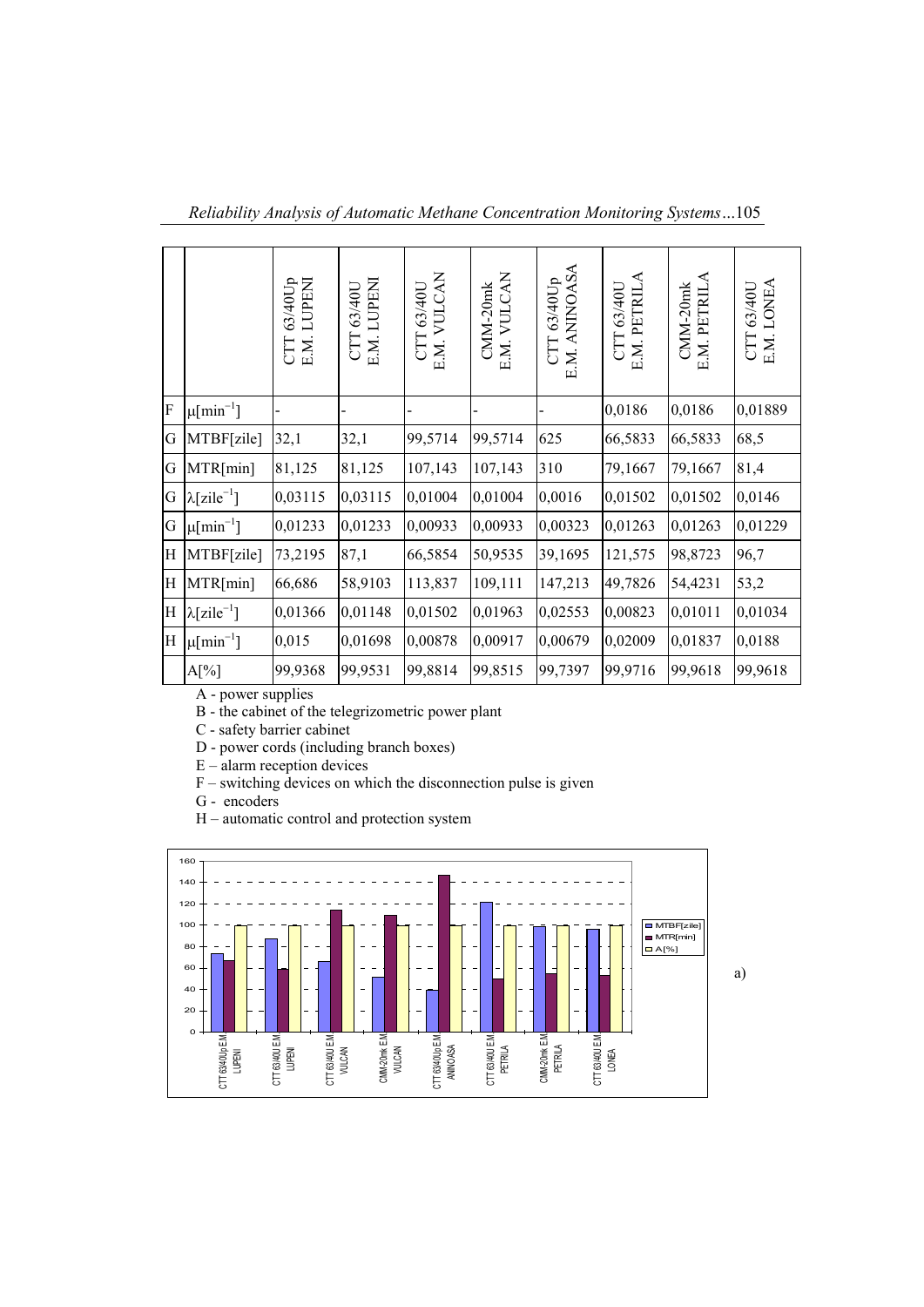| | | CTT 63/40Up E.M. LUPENI | CTT 63/40U E.M. LUPENI | CTT 63/40U E.M. VULCAN | CMM-20mk E.M. VULCAN | CTT 63/40Up E.M. ANINOASA | CTT 63/40U E.M. PETRILA | CMM-20mk E.M. PETRILA | CTT 63/40U E.M. LONEA |
|---|---|---|---|---|---|---|---|---|---|
| F | $\mu[min^{-1}]$ | - | - | - | - | - | 0,0186 | 0,0186 | 0,01889 |
| G | MTBF[zile] | 32,1 | 32,1 | 99,5714 | 99,5714 | 625 | 66,5833 | 66,5833 | 68,5 |
| G | MTR[min] | 81,125 | 81,125 | 107,143 | 107,143 | 310 | 79,1667 | 79,1667 | 81,4 |
| G | $\lambda[zile^{-1}]$ | 0,03115 | 0,03115 | 0,01004 | 0,01004 | 0,0016 | 0,01502 | 0,01502 | 0,0146 |
| G | $\mu[min^{-1}]$ | 0,01233 | 0,01233 | 0,00933 | 0,00933 | 0,00323 | 0,01263 | 0,01263 | 0,01229 |
| H | MTBF[zile] | 73,2195 | 87,1 | 66,5854 | 50,9535 | 39,1695 | 121,575 | 98,8723 | 96,7 |
| H | MTR[min] | 66,686 | 58,9103 | 113,837 | 109,111 | 147,213 | 49,7826 | 54,4231 | 53,2 |
| H | $\lambda[zile^{-1}]$ | 0,01366 | 0,01148 | 0,01502 | 0,01963 | 0,02553 | 0,00823 | 0,01011 | 0,01034 |
| H | $\mu[min^{-1}]$ | 0,015 | 0,01698 | 0,00878 | 0,00917 | 0,00679 | 0,02009 | 0,01837 | 0,0188 |
| | A[%] | 99,9368 | 99,9531 | 99,8814 | 99,8515 | 99,7397 | 99,9716 | 99,9618 | 99,9618 |

A - power supplies

B - the cabinet of the telegrizometric power plant

C - safety barrier cabinet

D - power cords (including branch boxes)

E – alarm reception devices

F – switching devices on which the disconnection pulse is given

G - encoders

H – automatic control and protection system

a)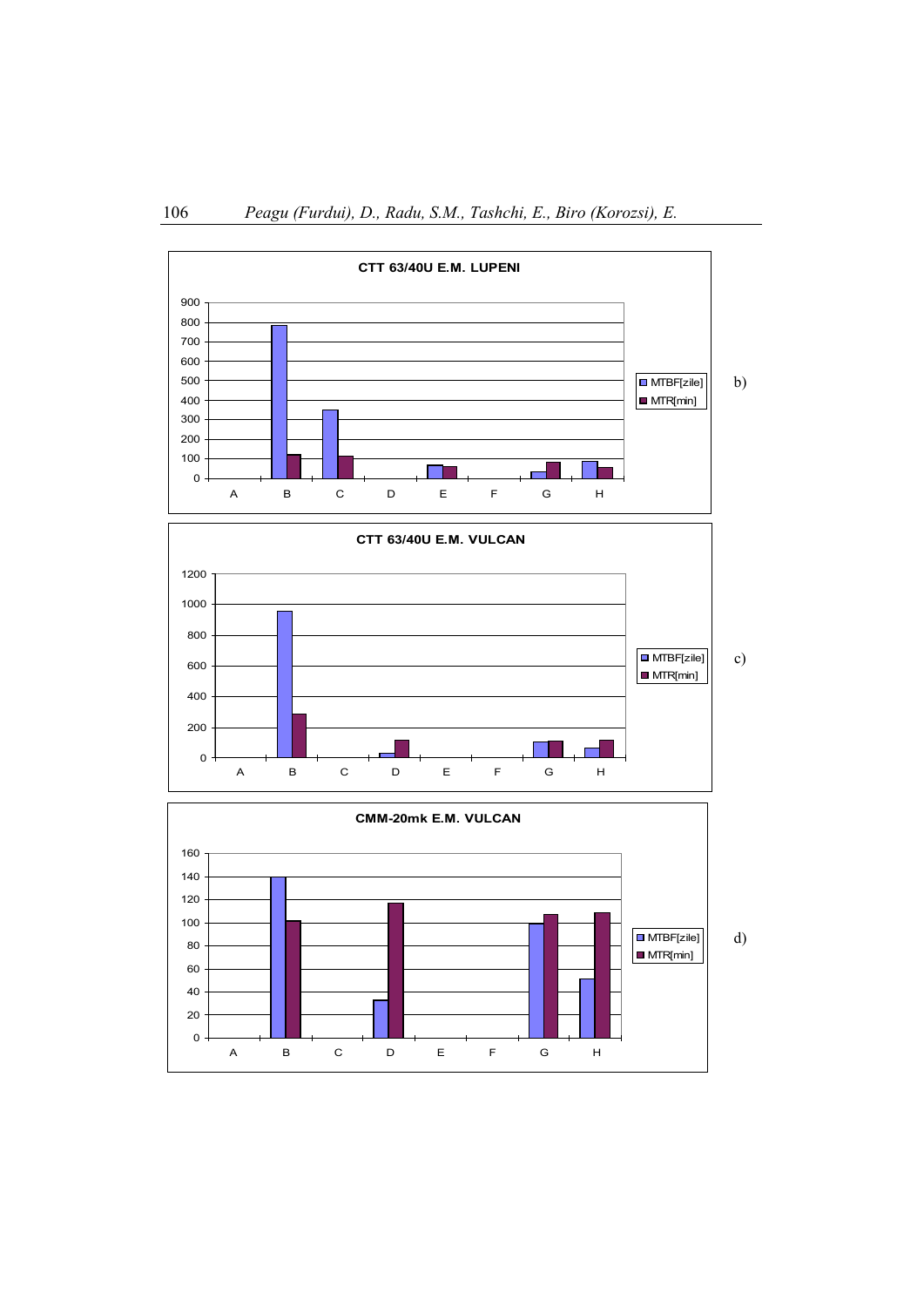**CTT 63/40U E.M. LUPENI**

b)

**CTT 63/40U E.M. VULCAN**

c)

**CMM-20mk E.M. VULCAN**

d)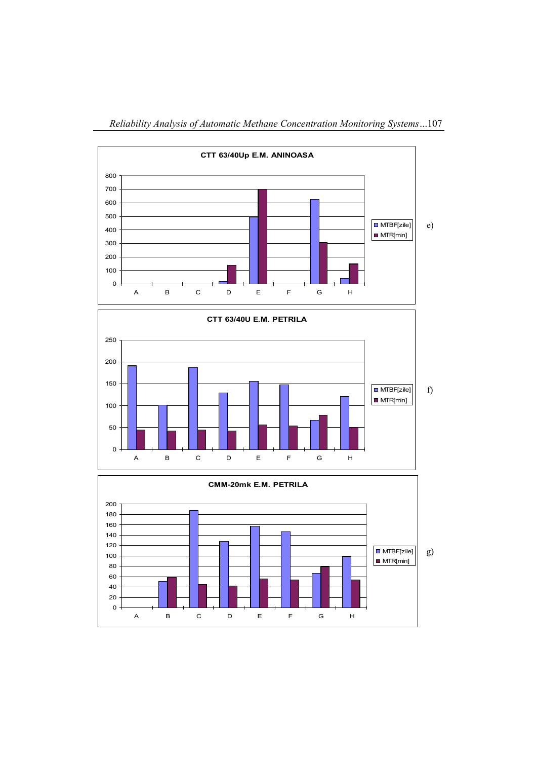**CTT 63/40Up E.M. ANINOASA**

MTBF[zile]
MTR[min]

e)

**CTT 63/40U E.M. PETRILA**

MTBF[zile]
MTR[min]

f)

**CMM-20mk E.M. PETRILA**

MTBF[zile]
MTR[min]

g)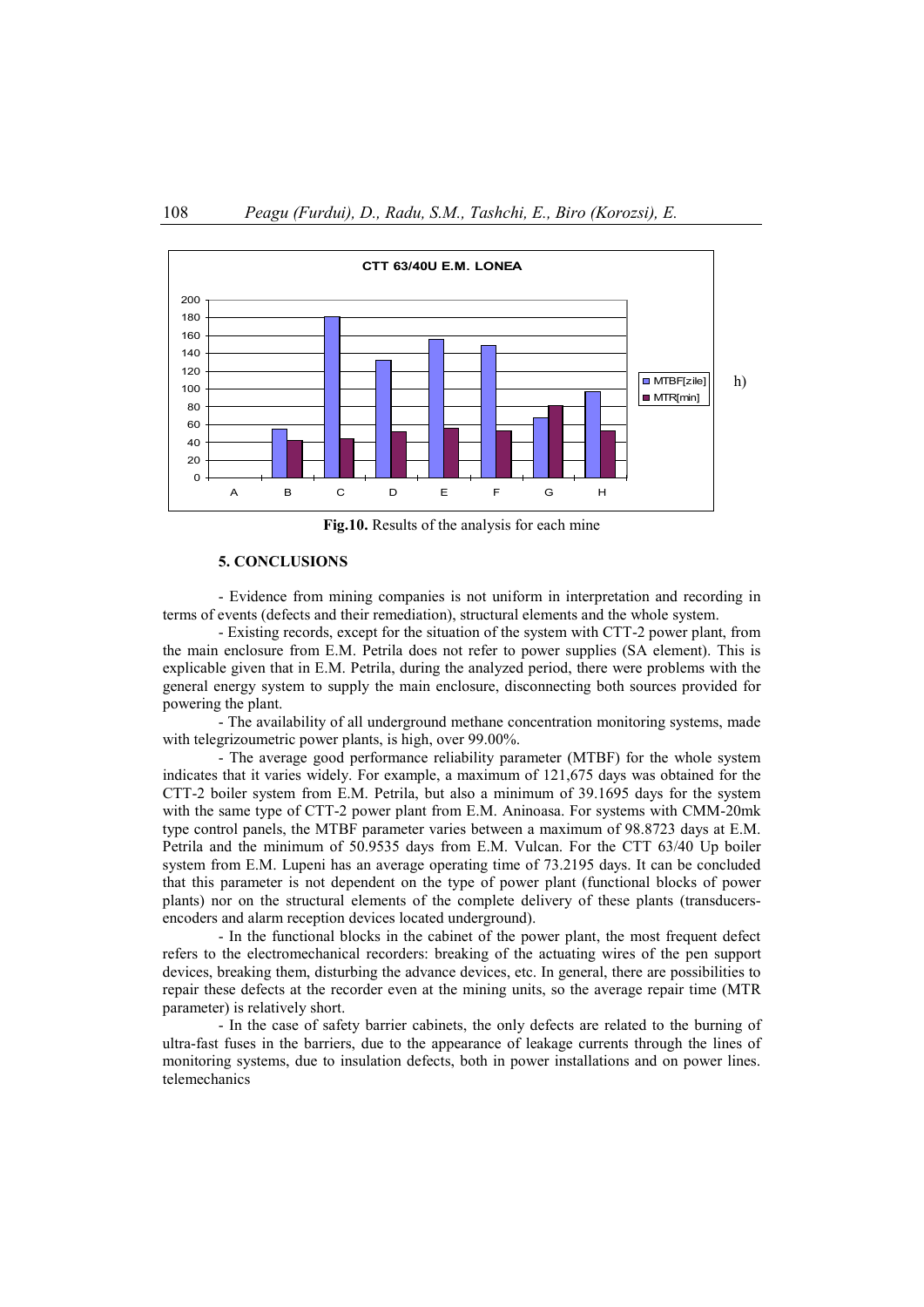**Fig.10.** Results of the analysis for each mine

**5. CONCLUSIONS**

- Evidence from mining companies is not uniform in interpretation and recording in terms of events (defects and their remediation), structural elements and the whole system.

- Existing records, except for the situation of the system with CTT-2 power plant, from the main enclosure from E.M. Petrila does not refer to power supplies (SA element). This is explicable given that in E.M. Petrila, during the analyzed period, there were problems with the general energy system to supply the main enclosure, disconnecting both sources provided for powering the plant.

- The availability of all underground methane concentration monitoring systems, made with telegrizoumetric power plants, is high, over 99.00%.

- The average good performance reliability parameter (MTBF) for the whole system indicates that it varies widely. For example, a maximum of 121,675 days was obtained for the CTT-2 boiler system from E.M. Petrila, but also a minimum of 39.1695 days for the system with the same type of CTT-2 power plant from E.M. Aninoasa. For systems with CMM-20mk type control panels, the MTBF parameter varies between a maximum of 98.8723 days at E.M. Petrila and the minimum of 50.9535 days from E.M. Vulcan. For the CTT 63/40 Up boiler system from E.M. Lupeni has an average operating time of 73.2195 days. It can be concluded that this parameter is not dependent on the type of power plant (functional blocks of power plants) nor on the structural elements of the complete delivery of these plants (transducers-encoders and alarm reception devices located underground).

- In the functional blocks in the cabinet of the power plant, the most frequent defect refers to the electromechanical recorders: breaking of the actuating wires of the pen support devices, breaking them, disturbing the advance devices, etc. In general, there are possibilities to repair these defects at the recorder even at the mining units, so the average repair time (MTR parameter) is relatively short.

- In the case of safety barrier cabinets, the only defects are related to the burning of ultra-fast fuses in the barriers, due to the appearance of leakage currents through the lines of monitoring systems, due to insulation defects, both in power installations and on power lines. telemechanics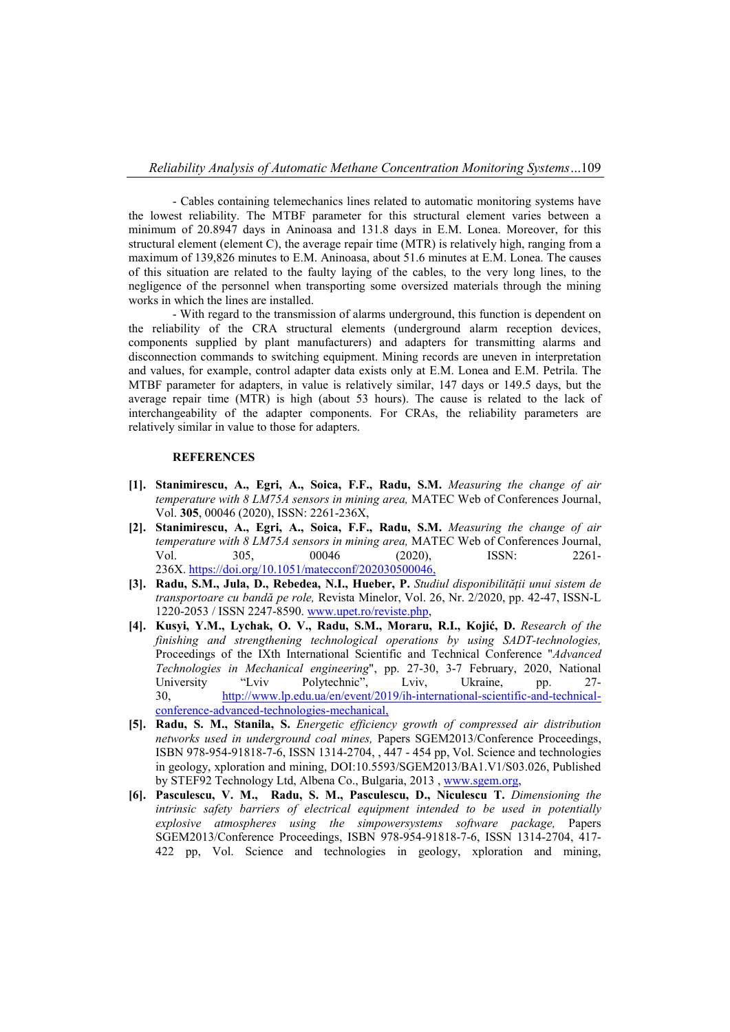- Cables containing telemechanics lines related to automatic monitoring systems have the lowest reliability. The MTBF parameter for this structural element varies between a minimum of 20.8947 days in Aninoasa and 131.8 days in E.M. Lonea. Moreover, for this structural element (element C), the average repair time (MTR) is relatively high, ranging from a maximum of 139,826 minutes to E.M. Aninoasa, about 51.6 minutes at E.M. Lonea. The causes of this situation are related to the faulty laying of the cables, to the very long lines, to the negligence of the personnel when transporting some oversized materials through the mining works in which the lines are installed.

- With regard to the transmission of alarms underground, this function is dependent on the reliability of the CRA structural elements (underground alarm reception devices, components supplied by plant manufacturers) and adapters for transmitting alarms and disconnection commands to switching equipment. Mining records are uneven in interpretation and values, for example, control adapter data exists only at E.M. Lonea and E.M. Petrila. The MTBF parameter for adapters, in value is relatively similar, 147 days or 149.5 days, but the average repair time (MTR) is high (about 53 hours). The cause is related to the lack of interchangeability of the adapter components. For CRAs, the reliability parameters are relatively similar in value to those for adapters.

## REFERENCES

**[1]. Stanimirescu, A., Egri, A., Soica, F.F., Radu, S.M.** *Measuring the change of air temperature with 8 LM75A sensors in mining area,* MATEC Web of Conferences Journal, Vol. **305**, 00046 (2020), ISSN: 2261-236X,

**[2]. Stanimirescu, A., Egri, A., Soica, F.F., Radu, S.M.** *Measuring the change of air temperature with 8 LM75A sensors in mining area,* MATEC Web of Conferences Journal, Vol. 305, 00046 (2020), ISSN: 2261-236X. https://doi.org/10.1051/matecconf/202030500046,

**[3]. Radu, S.M., Jula, D., Rebedea, N.I., Hueber, P.** *Studiul disponibilității unui sistem de transportoare cu bandă pe role,* Revista Minelor, Vol. 26, Nr. 2/2020, pp. 42-47, ISSN-L 1220-2053 / ISSN 2247-8590. www.upet.ro/reviste.php,

**[4]. Kusyi, Y.M., Lychak, O. V., Radu, S.M., Moraru, R.I., Kojić, D.** *Research of the finishing and strengthening technological operations by using SADT-technologies,* Proceedings of the IXth International Scientific and Technical Conference "*Advanced Technologies in Mechanical engineering*", pp. 27-30, 3-7 February, 2020, National University "Lviv Polytechnic", Lviv, Ukraine, pp. 27-30, http://www.lp.edu.ua/en/event/2019/ih-international-scientific-and-technical-conference-advanced-technologies-mechanical,

**[5]. Radu, S. M., Stanila, S.** *Energetic efficiency growth of compressed air distribution networks used in underground coal mines,* Papers SGEM2013/Conference Proceedings, ISBN 978-954-91818-7-6, ISSN 1314-2704, , 447 - 454 pp, Vol. Science and technologies in geology, xploration and mining, DOI:10.5593/SGEM2013/BA1.V1/S03.026, Published by STEF92 Technology Ltd, Albena Co., Bulgaria, 2013 , www.sgem.org,

**[6]. Pasculescu, V. M., Radu, S. M., Pasculescu, D., Niculescu T.** *Dimensioning the intrinsic safety barriers of electrical equipment intended to be used in potentially explosive atmospheres using the simpowersystems software package,* Papers SGEM2013/Conference Proceedings, ISBN 978-954-91818-7-6, ISSN 1314-2704, 417-422 pp, Vol. Science and technologies in geology, xploration and mining,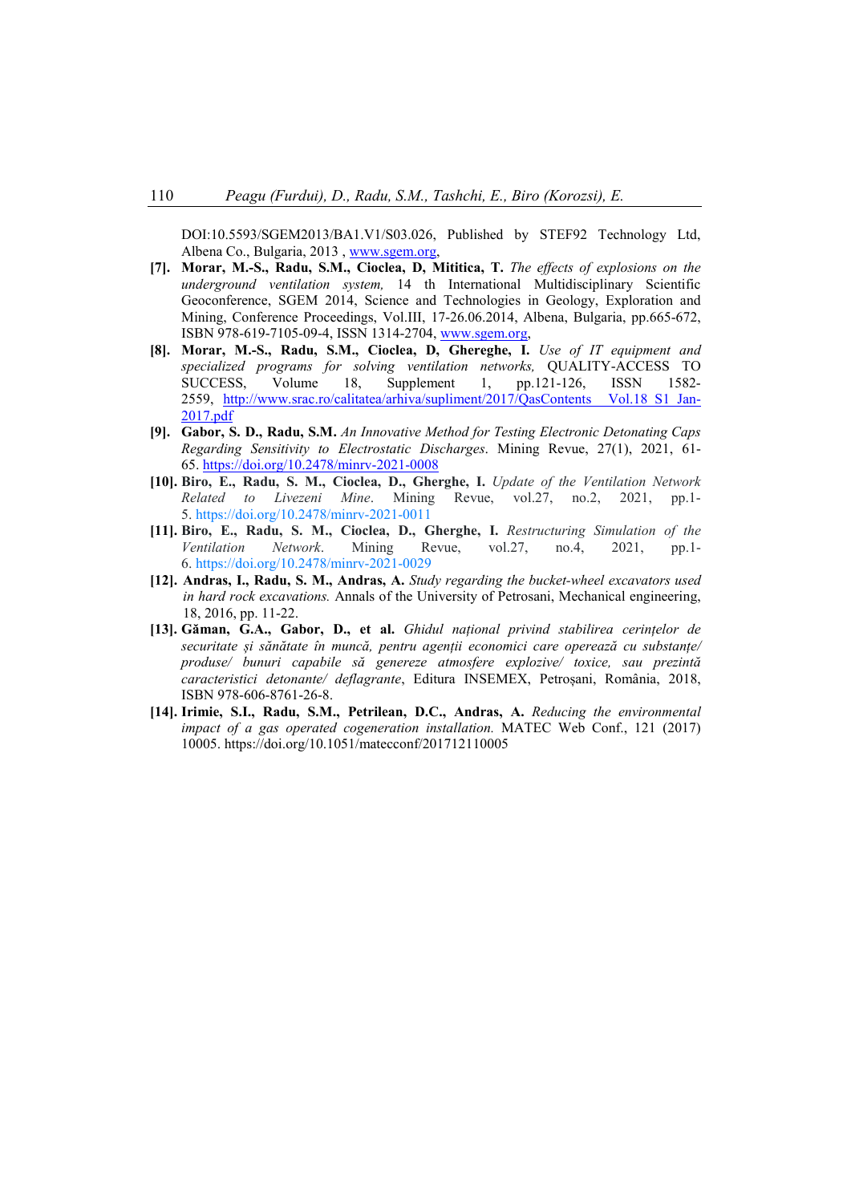DOI:10.5593/SGEM2013/BA1.V1/S03.026, Published by STEF92 Technology Ltd, Albena Co., Bulgaria, 2013 , www.sgem.org,

**[7].** **Morar, M.-S., Radu, S.M., Cioclea, D, Mititica, T.** *The effects of explosions on the underground ventilation system,* 14 th International Multidisciplinary Scientific Geoconference, SGEM 2014, Science and Technologies in Geology, Exploration and Mining, Conference Proceedings, Vol.III, 17-26.06.2014, Albena, Bulgaria, pp.665-672, ISBN 978-619-7105-09-4, ISSN 1314-2704, www.sgem.org,

**[8].** **Morar, M.-S., Radu, S.M., Cioclea, D, Gherghe, I.** *Use of IT equipment and specialized programs for solving ventilation networks,* QUALITY-ACCESS TO SUCCESS, Volume 18, Supplement 1, pp.121-126, ISSN 1582-2559, http://www.srac.ro/calitatea/arhiva/supliment/2017/QasContents_Vol.18_S1_Jan-2017.pdf

**[9].** **Gabor, S. D., Radu, S.M.** *An Innovative Method for Testing Electronic Detonating Caps Regarding Sensitivity to Electrostatic Discharges*. Mining Revue, 27(1), 2021, 61-65. https://doi.org/10.2478/minrv-2021-0008

**[10].** **Biro, E., Radu, S. M., Cioclea, D., Gherghe, I.** *Update of the Ventilation Network Related to Livezeni Mine*. Mining Revue, vol.27, no.2, 2021, pp.1-5. https://doi.org/10.2478/minrv-2021-0011

**[11].** **Biro, E., Radu, S. M., Cioclea, D., Gherghe, I.** *Restructuring Simulation of the Ventilation Network*. Mining Revue, vol.27, no.4, 2021, pp.1-6. https://doi.org/10.2478/minrv-2021-0029

**[12].** **Andras, I., Radu, S. M., Andras, A.** *Study regarding the bucket-wheel excavators used in hard rock excavations.* Annals of the University of Petrosani, Mechanical engineering, 18, 2016, pp. 11-22.

**[13].** **Găman, G.A., Gabor, D., et al.** *Ghidul național privind stabilirea cerințelor de securitate și sănătate în muncă, pentru agenții economici care operează cu substanțe/ produse/ bunuri capabile să genereze atmosfere explozive/ toxice, sau prezintă caracteristici detonante/ deflagrante*, Editura INSEMEX, Petroșani, România, 2018, ISBN 978-606-8761-26-8.

**[14].** **Irimie, S.I., Radu, S.M., Petrilean, D.C., Andras, A.** *Reducing the environmental impact of a gas operated cogeneration installation.* MATEC Web Conf., 121 (2017) 10005. https://doi.org/10.1051/matecconf/201712110005